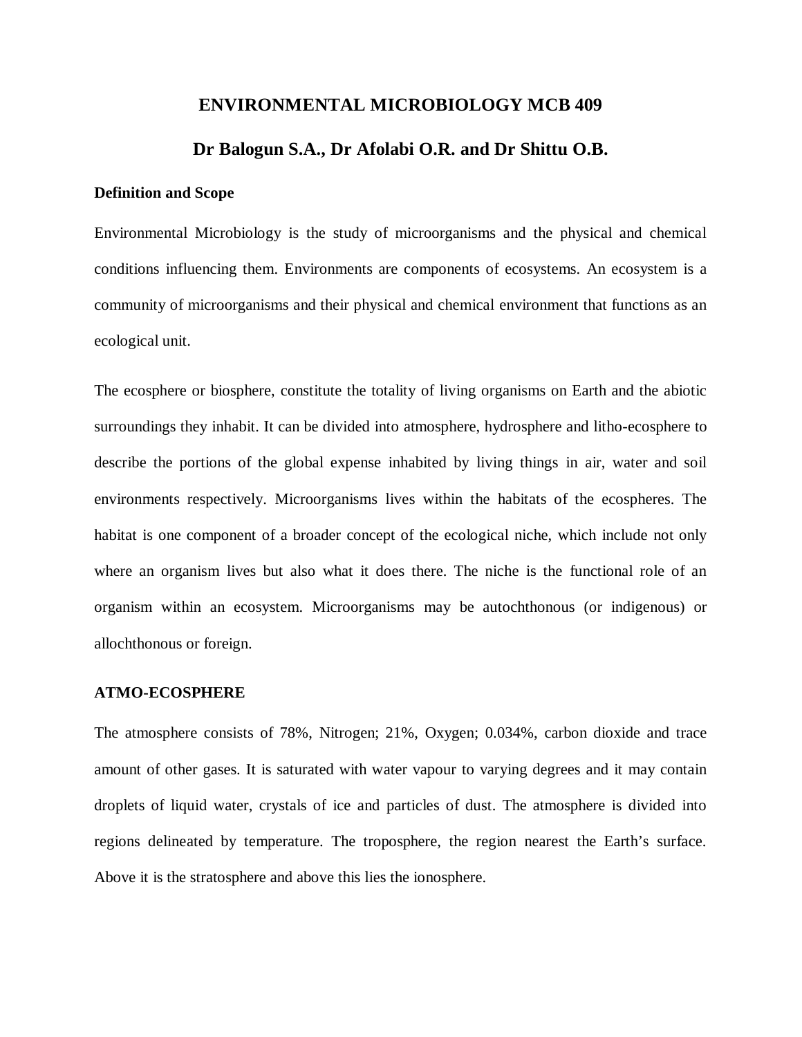# ENVIRONMENTAL MICROBIOLOGY MCB 409

## Dr Balogun S.A., Dr Afolabi O.R. and Dr Shittu O.B.

**Definition and Scope**

Environmental Microbiology is the study of microorganisms and the physical and chemical conditions influencing them. Environments are components of ecosystems. An ecosystem is a community of microorganisms and their physical and chemical environment that functions as an ecological unit.

The ecosphere or biosphere, constitute the totality of living organisms on Earth and the abiotic surroundings they inhabit. It can be divided into atmosphere, hydrosphere and litho-ecosphere to describe the portions of the global expense inhabited by living things in air, water and soil environments respectively. Microorganisms lives within the habitats of the ecospheres. The habitat is one component of a broader concept of the ecological niche, which include not only where an organism lives but also what it does there. The niche is the functional role of an organism within an ecosystem. Microorganisms may be autochthonous (or indigenous) or allochthonous or foreign.

**ATMO-ECOSPHERE**

The atmosphere consists of 78%, Nitrogen; 21%, Oxygen; 0.034%, carbon dioxide and trace amount of other gases. It is saturated with water vapour to varying degrees and it may contain droplets of liquid water, crystals of ice and particles of dust. The atmosphere is divided into regions delineated by temperature. The troposphere, the region nearest the Earth's surface. Above it is the stratosphere and above this lies the ionosphere.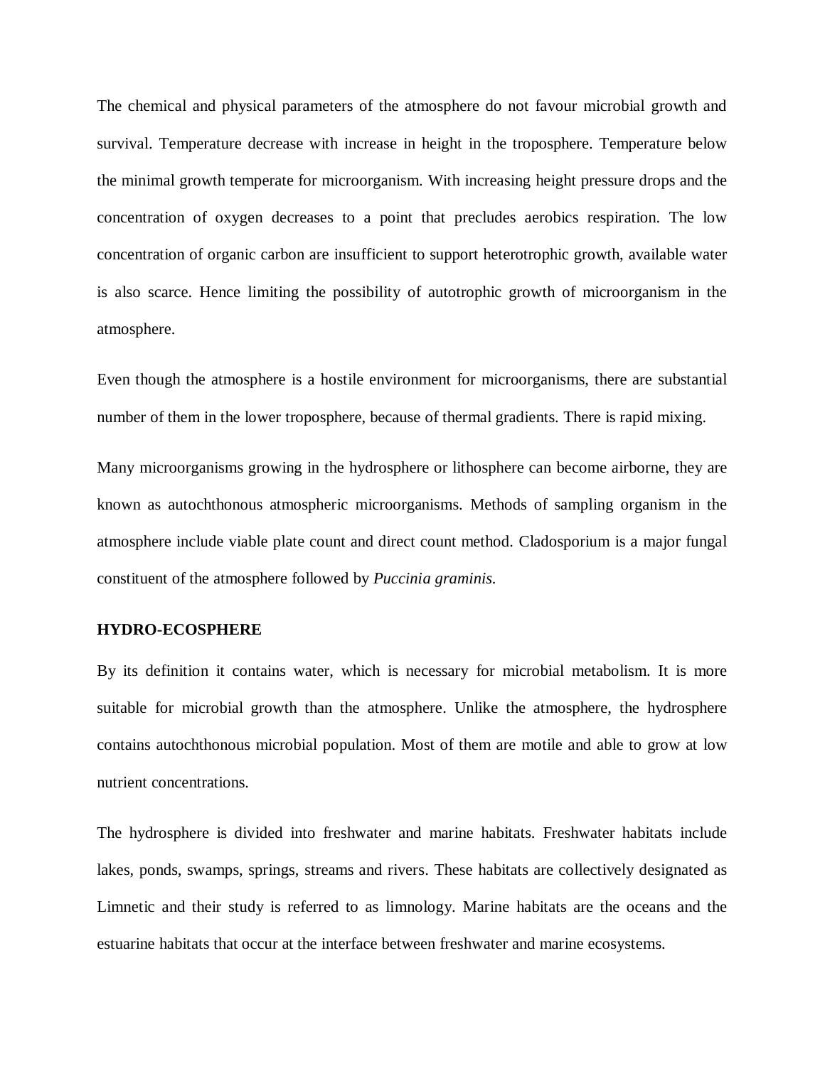The chemical and physical parameters of the atmosphere do not favour microbial growth and survival. Temperature decrease with increase in height in the troposphere. Temperature below the minimal growth temperate for microorganism. With increasing height pressure drops and the concentration of oxygen decreases to a point that precludes aerobics respiration. The low concentration of organic carbon are insufficient to support heterotrophic growth, available water is also scarce. Hence limiting the possibility of autotrophic growth of microorganism in the atmosphere.

Even though the atmosphere is a hostile environment for microorganisms, there are substantial number of them in the lower troposphere, because of thermal gradients. There is rapid mixing.

Many microorganisms growing in the hydrosphere or lithosphere can become airborne, they are known as autochthonous atmospheric microorganisms. Methods of sampling organism in the atmosphere include viable plate count and direct count method. Cladosporium is a major fungal constituent of the atmosphere followed by *Puccinia graminis.*

**HYDRO-ECOSPHERE**

By its definition it contains water, which is necessary for microbial metabolism. It is more suitable for microbial growth than the atmosphere. Unlike the atmosphere, the hydrosphere contains autochthonous microbial population. Most of them are motile and able to grow at low nutrient concentrations.

The hydrosphere is divided into freshwater and marine habitats. Freshwater habitats include lakes, ponds, swamps, springs, streams and rivers. These habitats are collectively designated as Limnetic and their study is referred to as limnology. Marine habitats are the oceans and the estuarine habitats that occur at the interface between freshwater and marine ecosystems.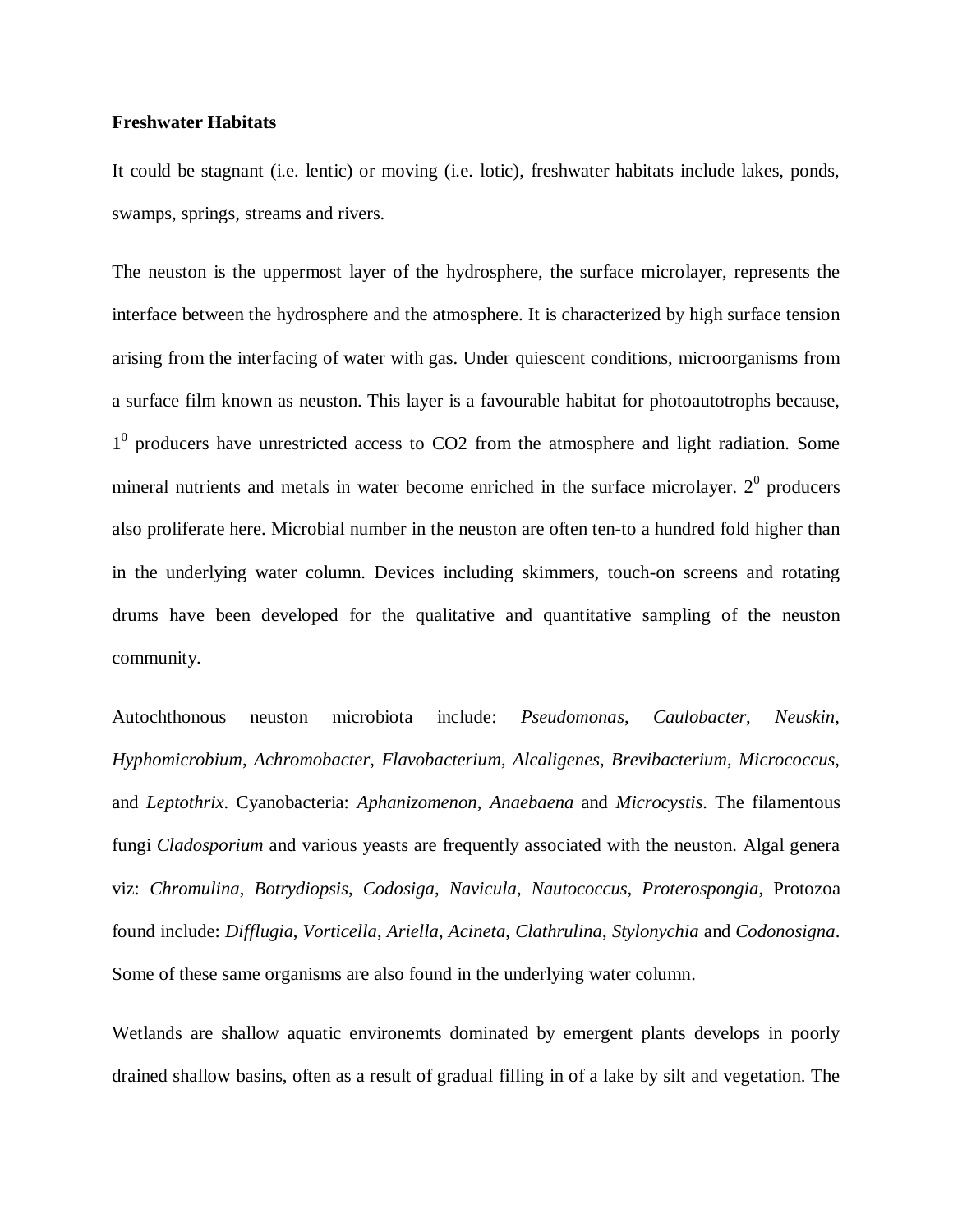**Freshwater Habitats**

It could be stagnant (i.e. lentic) or moving (i.e. lotic), freshwater habitats include lakes, ponds, swamps, springs, streams and rivers.

The neuston is the uppermost layer of the hydrosphere, the surface microlayer, represents the interface between the hydrosphere and the atmosphere. It is characterized by high surface tension arising from the interfacing of water with gas. Under quiescent conditions, microorganisms from a surface film known as neuston. This layer is a favourable habitat for photoautotrophs because, $1^0$ producers have unrestricted access to CO2 from the atmosphere and light radiation. Some mineral nutrients and metals in water become enriched in the surface microlayer. $2^0$ producers also proliferate here. Microbial number in the neuston are often ten-to a hundred fold higher than in the underlying water column. Devices including skimmers, touch-on screens and rotating drums have been developed for the qualitative and quantitative sampling of the neuston community.

Autochthonous neuston microbiota include: *Pseudomonas*, *Caulobacter*, *Neuskin*, *Hyphomicrobium*, *Achromobacter*, *Flavobacterium*, *Alcaligenes*, *Brevibacterium*, *Micrococcus*, and *Leptothrix*. Cyanobacteria: *Aphanizomenon*, *Anaebaena* and *Microcystis*. The filamentous fungi *Cladosporium* and various yeasts are frequently associated with the neuston. Algal genera viz: *Chromulina*, *Botrydiopsis*, *Codosiga*, *Navicula*, *Nautococcus*, *Proterospongia*, Protozoa found include: *Difflugia*, *Vorticella*, *Ariella*, *Acineta*, *Clathrulina*, *Stylonychia* and *Codonosigna*. Some of these same organisms are also found in the underlying water column.

Wetlands are shallow aquatic environemts dominated by emergent plants develops in poorly drained shallow basins, often as a result of gradual filling in of a lake by silt and vegetation. The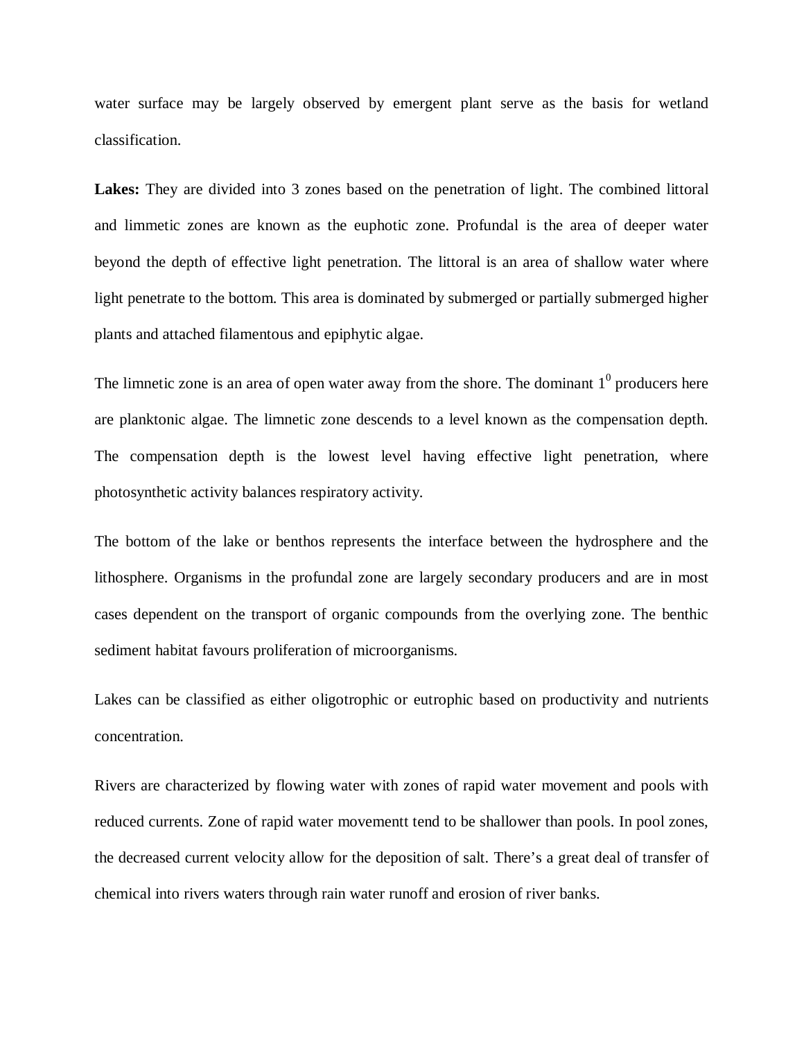water surface may be largely observed by emergent plant serve as the basis for wetland classification.

**Lakes:** They are divided into 3 zones based on the penetration of light. The combined littoral and limmetic zones are known as the euphotic zone. Profundal is the area of deeper water beyond the depth of effective light penetration. The littoral is an area of shallow water where light penetrate to the bottom. This area is dominated by submerged or partially submerged higher plants and attached filamentous and epiphytic algae.

The limnetic zone is an area of open water away from the shore. The dominant $1^0$ producers here are planktonic algae. The limnetic zone descends to a level known as the compensation depth. The compensation depth is the lowest level having effective light penetration, where photosynthetic activity balances respiratory activity.

The bottom of the lake or benthos represents the interface between the hydrosphere and the lithosphere. Organisms in the profundal zone are largely secondary producers and are in most cases dependent on the transport of organic compounds from the overlying zone. The benthic sediment habitat favours proliferation of microorganisms.

Lakes can be classified as either oligotrophic or eutrophic based on productivity and nutrients concentration.

Rivers are characterized by flowing water with zones of rapid water movement and pools with reduced currents. Zone of rapid water movementt tend to be shallower than pools. In pool zones, the decreased current velocity allow for the deposition of salt. There's a great deal of transfer of chemical into rivers waters through rain water runoff and erosion of river banks.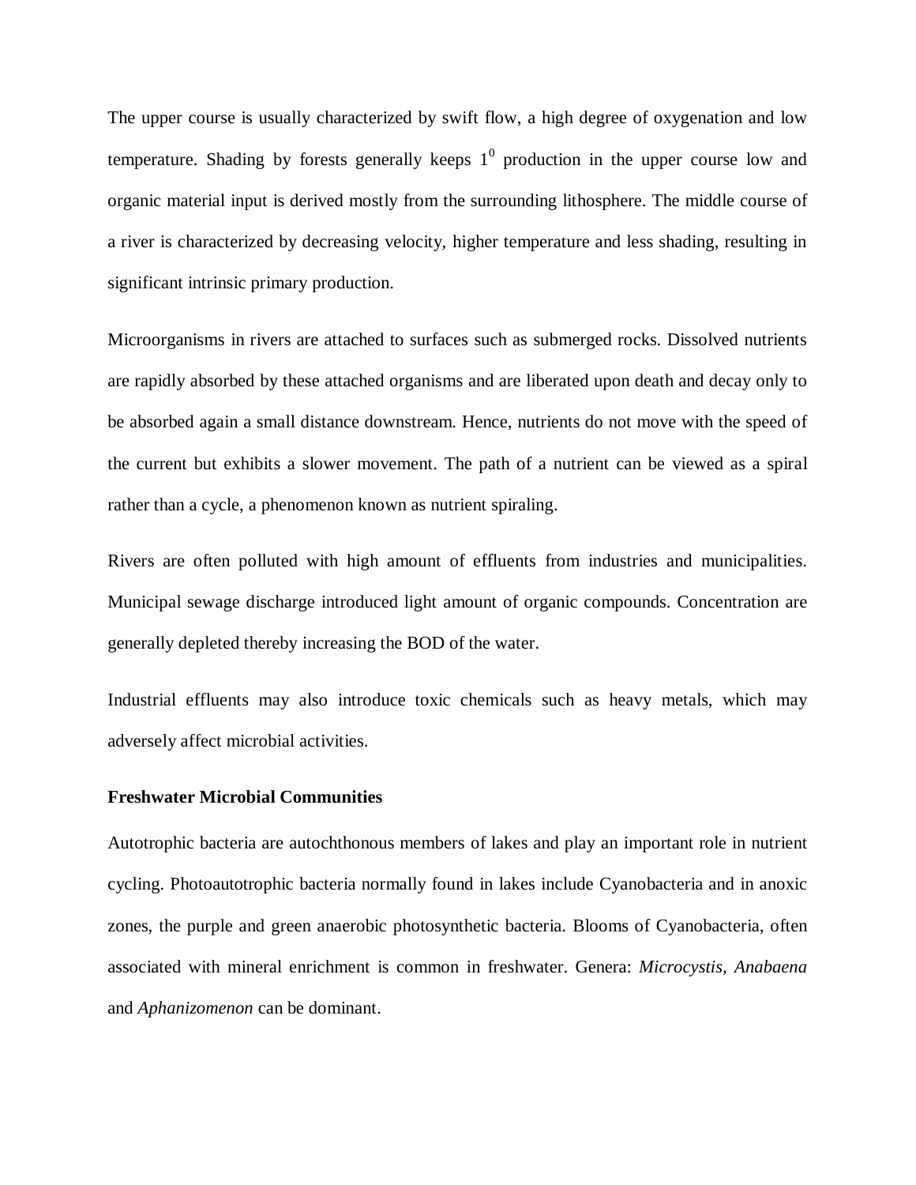The upper course is usually characterized by swift flow, a high degree of oxygenation and low temperature. Shading by forests generally keeps $1^0$ production in the upper course low and organic material input is derived mostly from the surrounding lithosphere. The middle course of a river is characterized by decreasing velocity, higher temperature and less shading, resulting in significant intrinsic primary production.

Microorganisms in rivers are attached to surfaces such as submerged rocks. Dissolved nutrients are rapidly absorbed by these attached organisms and are liberated upon death and decay only to be absorbed again a small distance downstream. Hence, nutrients do not move with the speed of the current but exhibits a slower movement. The path of a nutrient can be viewed as a spiral rather than a cycle, a phenomenon known as nutrient spiraling.

Rivers are often polluted with high amount of effluents from industries and municipalities. Municipal sewage discharge introduced light amount of organic compounds. Concentration are generally depleted thereby increasing the BOD of the water.

Industrial effluents may also introduce toxic chemicals such as heavy metals, which may adversely affect microbial activities.

**Freshwater Microbial Communities**

Autotrophic bacteria are autochthonous members of lakes and play an important role in nutrient cycling. Photoautotrophic bacteria normally found in lakes include Cyanobacteria and in anoxic zones, the purple and green anaerobic photosynthetic bacteria. Blooms of Cyanobacteria, often associated with mineral enrichment is common in freshwater. Genera: *Microcystis*, *Anabaena* and *Aphanizomenon* can be dominant.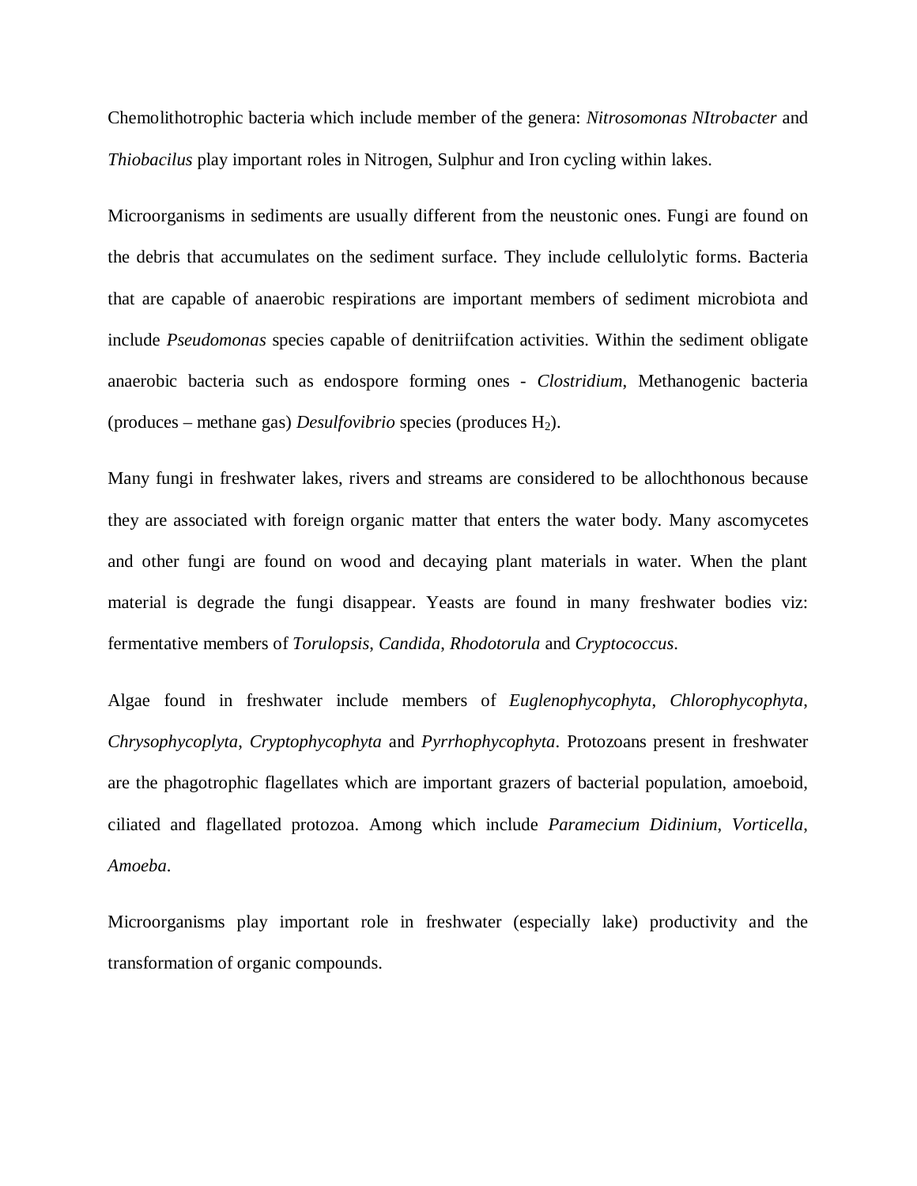Chemolithotrophic bacteria which include member of the genera: *Nitrosomonas NItrobacter* and *Thiobacilus* play important roles in Nitrogen, Sulphur and Iron cycling within lakes.

Microorganisms in sediments are usually different from the neustonic ones. Fungi are found on the debris that accumulates on the sediment surface. They include cellulolytic forms. Bacteria that are capable of anaerobic respirations are important members of sediment microbiota and include *Pseudomonas* species capable of denitriifcation activities. Within the sediment obligate anaerobic bacteria such as endospore forming ones - *Clostridium*, Methanogenic bacteria (produces – methane gas) *Desulfovibrio* species (produces $H_2$).

Many fungi in freshwater lakes, rivers and streams are considered to be allochthonous because they are associated with foreign organic matter that enters the water body. Many ascomycetes and other fungi are found on wood and decaying plant materials in water. When the plant material is degrade the fungi disappear. Yeasts are found in many freshwater bodies viz: fermentative members of *Torulopsis*, *Candida*, *Rhodotorula* and *Cryptococcus*.

Algae found in freshwater include members of *Euglenophycophyta*, *Chlorophycophyta*, *Chrysophycoplyta*, *Cryptophycophyta* and *Pyrrhophycophyta*. Protozoans present in freshwater are the phagotrophic flagellates which are important grazers of bacterial population, amoeboid, ciliated and flagellated protozoa. Among which include *Paramecium Didinium*, *Vorticella*, *Amoeba*.

Microorganisms play important role in freshwater (especially lake) productivity and the transformation of organic compounds.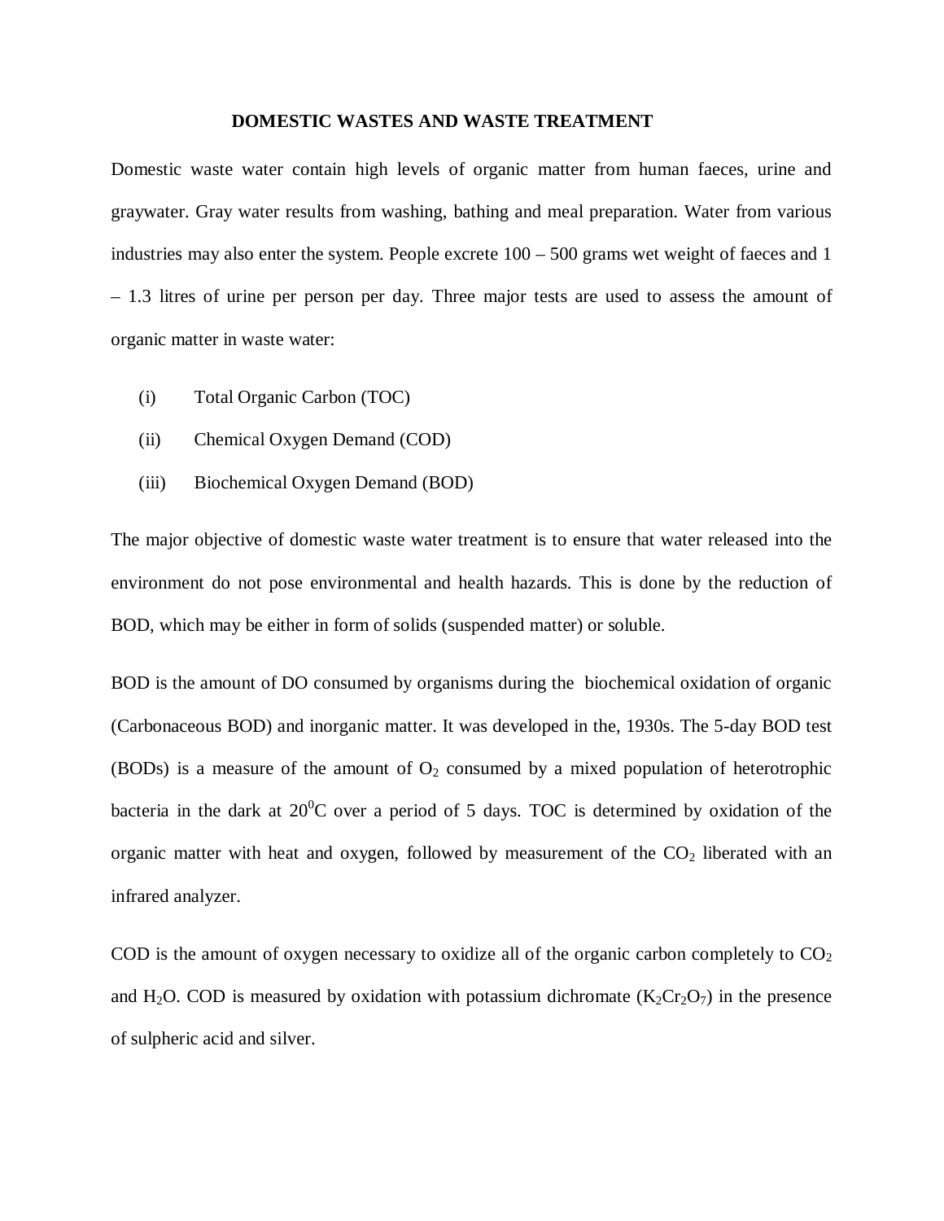# DOMESTIC WASTES AND WASTE TREATMENT

Domestic waste water contain high levels of organic matter from human faeces, urine and graywater. Gray water results from washing, bathing and meal preparation. Water from various industries may also enter the system. People excrete 100 – 500 grams wet weight of faeces and 1 – 1.3 litres of urine per person per day. Three major tests are used to assess the amount of organic matter in waste water:

(i) Total Organic Carbon (TOC)

(ii) Chemical Oxygen Demand (COD)

(iii) Biochemical Oxygen Demand (BOD)

The major objective of domestic waste water treatment is to ensure that water released into the environment do not pose environmental and health hazards. This is done by the reduction of BOD, which may be either in form of solids (suspended matter) or soluble.

BOD is the amount of DO consumed by organisms during the biochemical oxidation of organic (Carbonaceous BOD) and inorganic matter. It was developed in the, 1930s. The 5-day BOD test (BODs) is a measure of the amount of $O_2$ consumed by a mixed population of heterotrophic bacteria in the dark at $20^0$C over a period of 5 days. TOC is determined by oxidation of the organic matter with heat and oxygen, followed by measurement of the $CO_2$ liberated with an infrared analyzer.

COD is the amount of oxygen necessary to oxidize all of the organic carbon completely to $CO_2$ and $H_2O$. COD is measured by oxidation with potassium dichromate ($K_2Cr_2O_7$) in the presence of sulpheric acid and silver.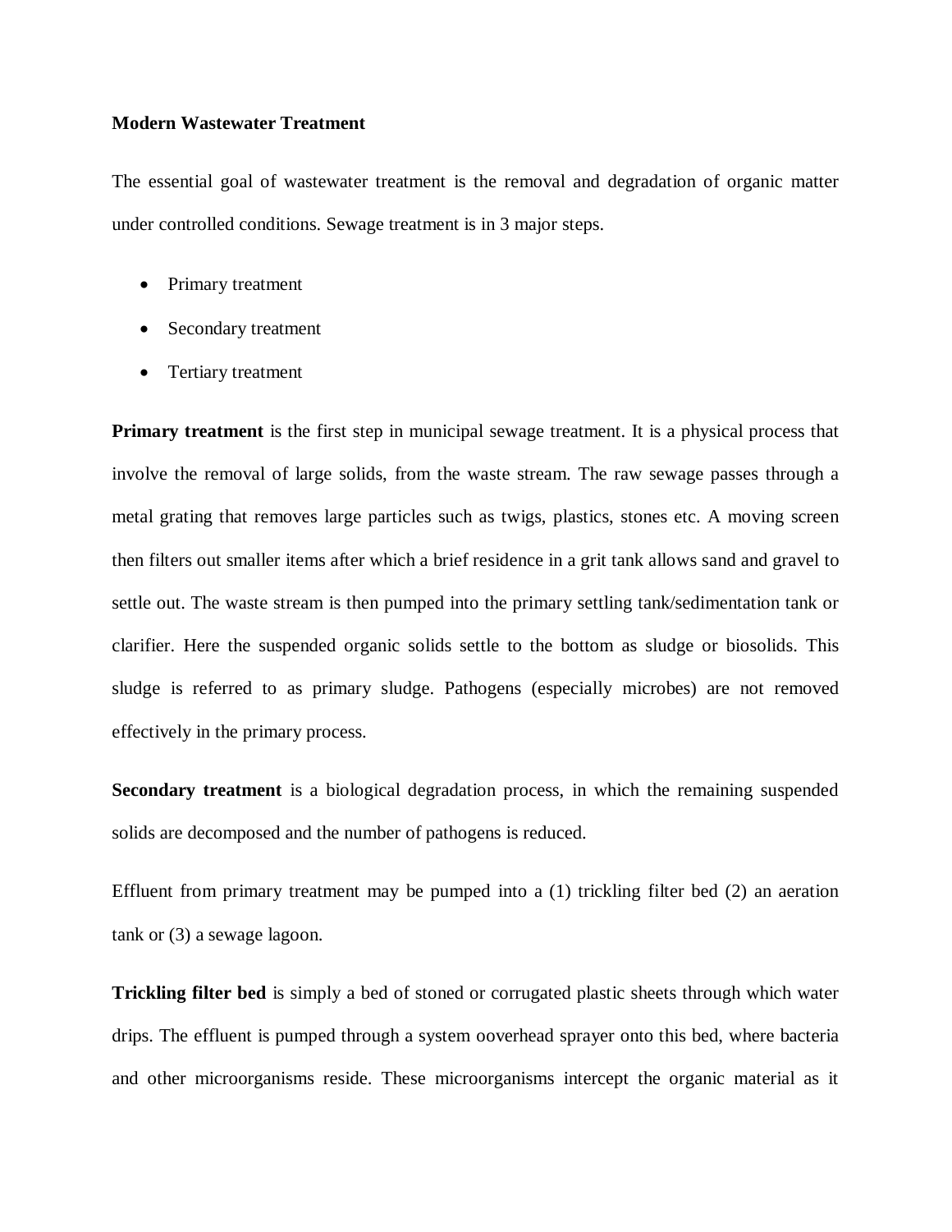**Modern Wastewater Treatment**

The essential goal of wastewater treatment is the removal and degradation of organic matter under controlled conditions. Sewage treatment is in 3 major steps.

- Primary treatment
- Secondary treatment
- Tertiary treatment

**Primary treatment** is the first step in municipal sewage treatment. It is a physical process that involve the removal of large solids, from the waste stream. The raw sewage passes through a metal grating that removes large particles such as twigs, plastics, stones etc. A moving screen then filters out smaller items after which a brief residence in a grit tank allows sand and gravel to settle out. The waste stream is then pumped into the primary settling tank/sedimentation tank or clarifier. Here the suspended organic solids settle to the bottom as sludge or biosolids. This sludge is referred to as primary sludge. Pathogens (especially microbes) are not removed effectively in the primary process.

**Secondary treatment** is a biological degradation process, in which the remaining suspended solids are decomposed and the number of pathogens is reduced.

Effluent from primary treatment may be pumped into a (1) trickling filter bed (2) an aeration tank or (3) a sewage lagoon.

**Trickling filter bed** is simply a bed of stoned or corrugated plastic sheets through which water drips. The effluent is pumped through a system ooverhead sprayer onto this bed, where bacteria and other microorganisms reside. These microorganisms intercept the organic material as it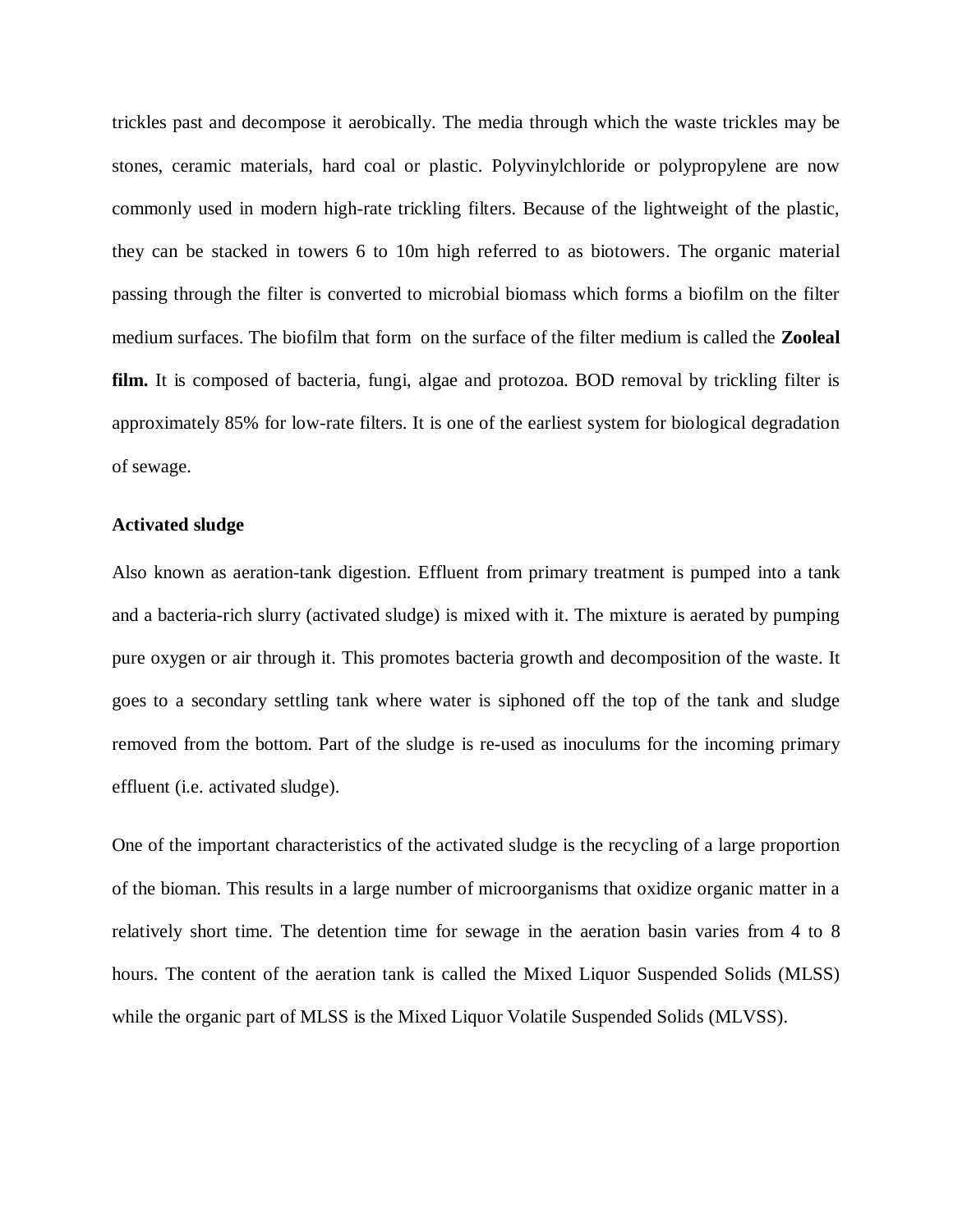trickles past and decompose it aerobically. The media through which the waste trickles may be stones, ceramic materials, hard coal or plastic. Polyvinylchloride or polypropylene are now commonly used in modern high-rate trickling filters. Because of the lightweight of the plastic, they can be stacked in towers 6 to 10m high referred to as biotowers. The organic material passing through the filter is converted to microbial biomass which forms a biofilm on the filter medium surfaces. The biofilm that form on the surface of the filter medium is called the **Zooleal film.** It is composed of bacteria, fungi, algae and protozoa. BOD removal by trickling filter is approximately 85% for low-rate filters. It is one of the earliest system for biological degradation of sewage.

**Activated sludge**

Also known as aeration-tank digestion. Effluent from primary treatment is pumped into a tank and a bacteria-rich slurry (activated sludge) is mixed with it. The mixture is aerated by pumping pure oxygen or air through it. This promotes bacteria growth and decomposition of the waste. It goes to a secondary settling tank where water is siphoned off the top of the tank and sludge removed from the bottom. Part of the sludge is re-used as inoculums for the incoming primary effluent (i.e. activated sludge).

One of the important characteristics of the activated sludge is the recycling of a large proportion of the bioman. This results in a large number of microorganisms that oxidize organic matter in a relatively short time. The detention time for sewage in the aeration basin varies from 4 to 8 hours. The content of the aeration tank is called the Mixed Liquor Suspended Solids (MLSS) while the organic part of MLSS is the Mixed Liquor Volatile Suspended Solids (MLVSS).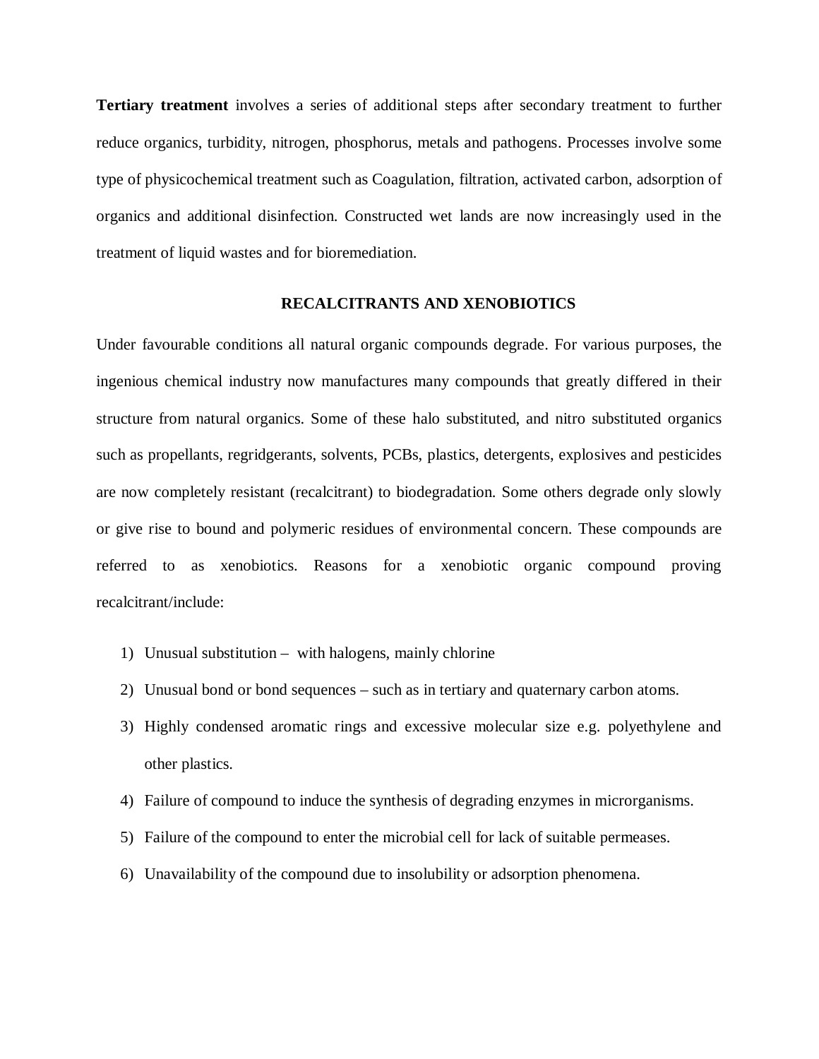**Tertiary treatment** involves a series of additional steps after secondary treatment to further reduce organics, turbidity, nitrogen, phosphorus, metals and pathogens. Processes involve some type of physicochemical treatment such as Coagulation, filtration, activated carbon, adsorption of organics and additional disinfection. Constructed wet lands are now increasingly used in the treatment of liquid wastes and for bioremediation.

## RECALCITRANTS AND XENOBIOTICS

Under favourable conditions all natural organic compounds degrade. For various purposes, the ingenious chemical industry now manufactures many compounds that greatly differed in their structure from natural organics. Some of these halo substituted, and nitro substituted organics such as propellants, regridgerants, solvents, PCBs, plastics, detergents, explosives and pesticides are now completely resistant (recalcitrant) to biodegradation. Some others degrade only slowly or give rise to bound and polymeric residues of environmental concern. These compounds are referred to as xenobiotics. Reasons for a xenobiotic organic compound proving recalcitrant/include:

1) Unusual substitution – with halogens, mainly chlorine
2) Unusual bond or bond sequences – such as in tertiary and quaternary carbon atoms.
3) Highly condensed aromatic rings and excessive molecular size e.g. polyethylene and other plastics.
4) Failure of compound to induce the synthesis of degrading enzymes in microrganisms.
5) Failure of the compound to enter the microbial cell for lack of suitable permeases.
6) Unavailability of the compound due to insolubility or adsorption phenomena.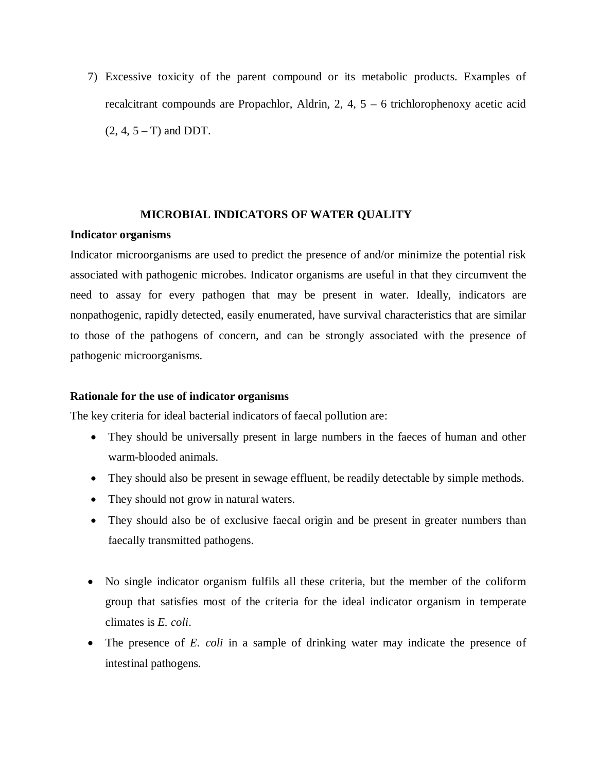7) Excessive toxicity of the parent compound or its metabolic products. Examples of recalcitrant compounds are Propachlor, Aldrin, 2, 4, 5 – 6 trichlorophenoxy acetic acid (2, 4, 5 – T) and DDT.

## MICROBIAL INDICATORS OF WATER QUALITY

**Indicator organisms**

Indicator microorganisms are used to predict the presence of and/or minimize the potential risk associated with pathogenic microbes. Indicator organisms are useful in that they circumvent the need to assay for every pathogen that may be present in water. Ideally, indicators are nonpathogenic, rapidly detected, easily enumerated, have survival characteristics that are similar to those of the pathogens of concern, and can be strongly associated with the presence of pathogenic microorganisms.

**Rationale for the use of indicator organisms**

The key criteria for ideal bacterial indicators of faecal pollution are:

- They should be universally present in large numbers in the faeces of human and other warm-blooded animals.
- They should also be present in sewage effluent, be readily detectable by simple methods.
- They should not grow in natural waters.
- They should also be of exclusive faecal origin and be present in greater numbers than faecally transmitted pathogens.

- No single indicator organism fulfils all these criteria, but the member of the coliform group that satisfies most of the criteria for the ideal indicator organism in temperate climates is *E. coli*.
- The presence of *E. coli* in a sample of drinking water may indicate the presence of intestinal pathogens.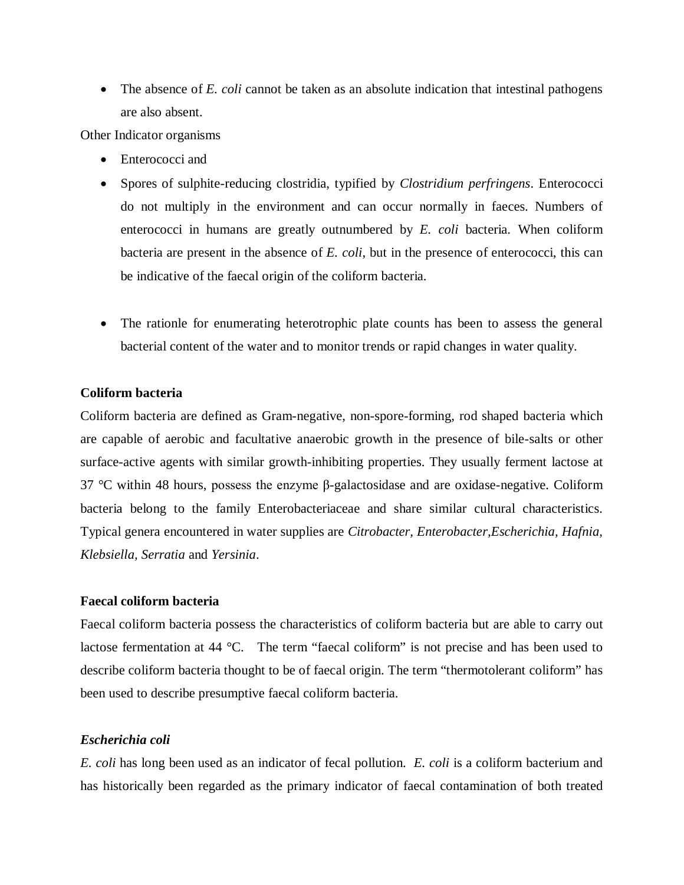- The absence of *E. coli* cannot be taken as an absolute indication that intestinal pathogens are also absent.

Other Indicator organisms

- Enterococci and
- Spores of sulphite-reducing clostridia, typified by *Clostridium perfringens*. Enterococci do not multiply in the environment and can occur normally in faeces. Numbers of enterococci in humans are greatly outnumbered by *E. coli* bacteria. When coliform bacteria are present in the absence of *E. coli*, but in the presence of enterococci, this can be indicative of the faecal origin of the coliform bacteria.

- The rationle for enumerating heterotrophic plate counts has been to assess the general bacterial content of the water and to monitor trends or rapid changes in water quality.

**Coliform bacteria**

Coliform bacteria are defined as Gram-negative, non-spore-forming, rod shaped bacteria which are capable of aerobic and facultative anaerobic growth in the presence of bile-salts or other surface-active agents with similar growth-inhibiting properties. They usually ferment lactose at 37 °C within 48 hours, possess the enzyme β-galactosidase and are oxidase-negative. Coliform bacteria belong to the family Enterobacteriaceae and share similar cultural characteristics. Typical genera encountered in water supplies are *Citrobacter, Enterobacter,Escherichia, Hafnia, Klebsiella, Serratia* and *Yersinia*.

**Faecal coliform bacteria**

Faecal coliform bacteria possess the characteristics of coliform bacteria but are able to carry out lactose fermentation at 44 °C. The term "faecal coliform" is not precise and has been used to describe coliform bacteria thought to be of faecal origin. The term "thermotolerant coliform" has been used to describe presumptive faecal coliform bacteria.

***Escherichia coli***

*E. coli* has long been used as an indicator of fecal pollution. *E. coli* is a coliform bacterium and has historically been regarded as the primary indicator of faecal contamination of both treated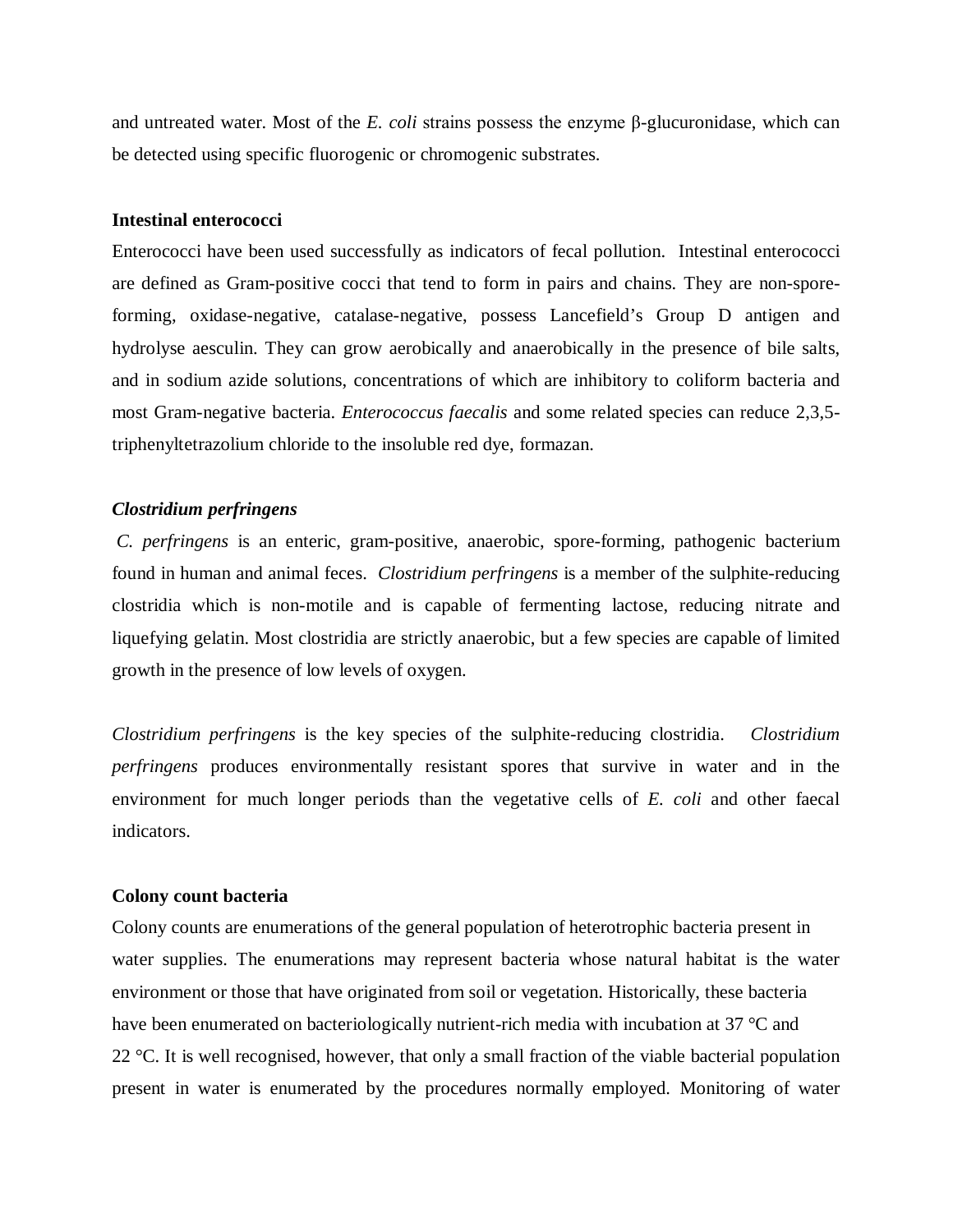and untreated water. Most of the *E. coli* strains possess the enzyme β-glucuronidase, which can be detected using specific fluorogenic or chromogenic substrates.

**Intestinal enterococci**

Enterococci have been used successfully as indicators of fecal pollution. Intestinal enterococci are defined as Gram-positive cocci that tend to form in pairs and chains. They are non-spore-forming, oxidase-negative, catalase-negative, possess Lancefield's Group D antigen and hydrolyse aesculin. They can grow aerobically and anaerobically in the presence of bile salts, and in sodium azide solutions, concentrations of which are inhibitory to coliform bacteria and most Gram-negative bacteria. *Enterococcus faecalis* and some related species can reduce 2,3,5-triphenyltetrazolium chloride to the insoluble red dye, formazan.

***Clostridium perfringens***

*C. perfringens* is an enteric, gram-positive, anaerobic, spore-forming, pathogenic bacterium found in human and animal feces. *Clostridium perfringens* is a member of the sulphite-reducing clostridia which is non-motile and is capable of fermenting lactose, reducing nitrate and liquefying gelatin. Most clostridia are strictly anaerobic, but a few species are capable of limited growth in the presence of low levels of oxygen.

*Clostridium perfringens* is the key species of the sulphite-reducing clostridia. *Clostridium perfringens* produces environmentally resistant spores that survive in water and in the environment for much longer periods than the vegetative cells of *E. coli* and other faecal indicators.

**Colony count bacteria**

Colony counts are enumerations of the general population of heterotrophic bacteria present in water supplies. The enumerations may represent bacteria whose natural habitat is the water environment or those that have originated from soil or vegetation. Historically, these bacteria have been enumerated on bacteriologically nutrient-rich media with incubation at 37 °C and 22 °C. It is well recognised, however, that only a small fraction of the viable bacterial population present in water is enumerated by the procedures normally employed. Monitoring of water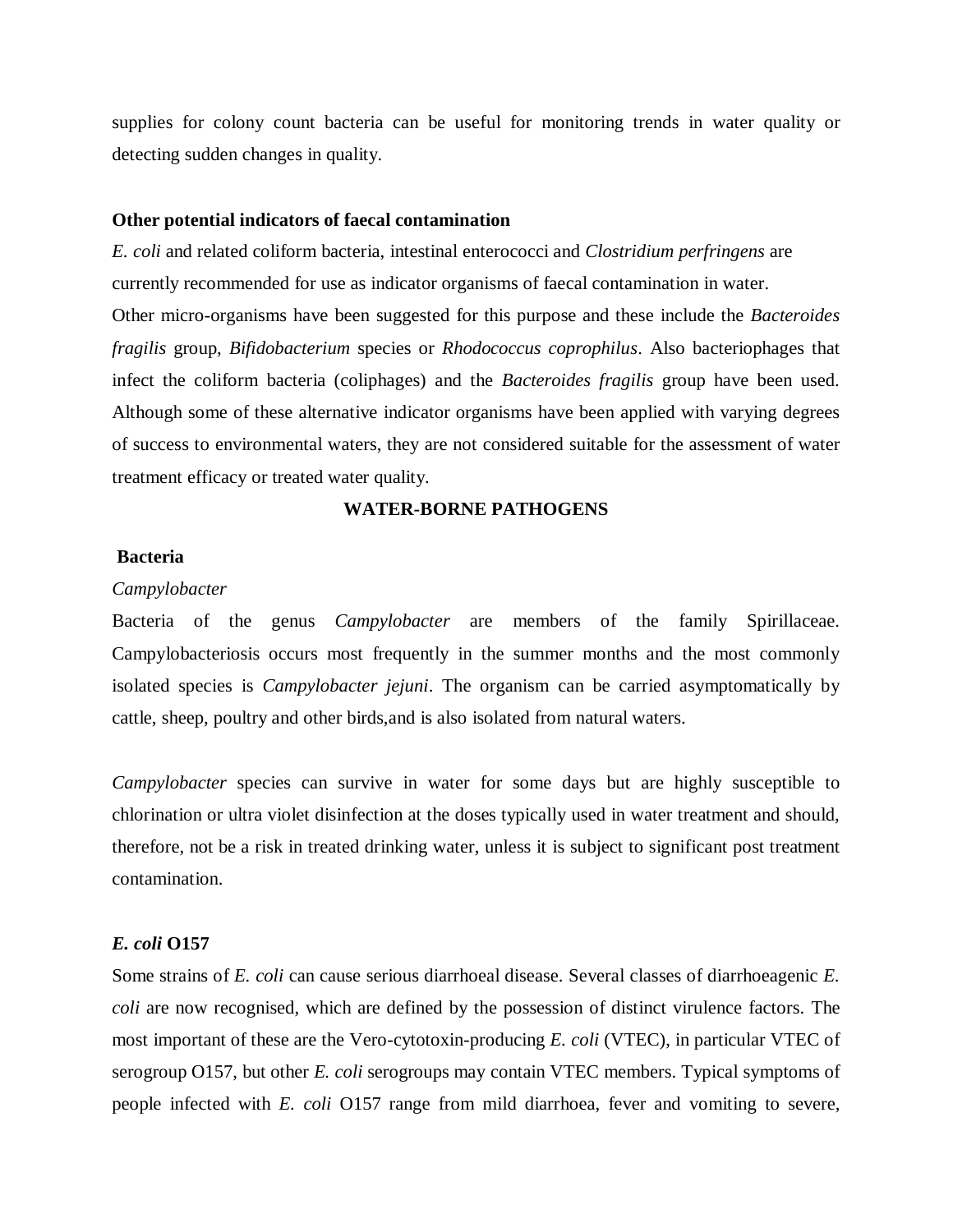supplies for colony count bacteria can be useful for monitoring trends in water quality or detecting sudden changes in quality.

**Other potential indicators of faecal contamination**

*E. coli* and related coliform bacteria, intestinal enterococci and *Clostridium perfringens* are currently recommended for use as indicator organisms of faecal contamination in water.

Other micro-organisms have been suggested for this purpose and these include the *Bacteroides fragilis* group, *Bifidobacterium* species or *Rhodococcus coprophilus*. Also bacteriophages that infect the coliform bacteria (coliphages) and the *Bacteroides fragilis* group have been used. Although some of these alternative indicator organisms have been applied with varying degrees of success to environmental waters, they are not considered suitable for the assessment of water treatment efficacy or treated water quality.

## WATER-BORNE PATHOGENS

### Bacteria

*Campylobacter*

Bacteria of the genus *Campylobacter* are members of the family Spirillaceae. Campylobacteriosis occurs most frequently in the summer months and the most commonly isolated species is *Campylobacter jejuni*. The organism can be carried asymptomatically by cattle, sheep, poultry and other birds,and is also isolated from natural waters.

*Campylobacter* species can survive in water for some days but are highly susceptible to chlorination or ultra violet disinfection at the doses typically used in water treatment and should, therefore, not be a risk in treated drinking water, unless it is subject to significant post treatment contamination.

***E. coli* O157**

Some strains of *E. coli* can cause serious diarrhoeal disease. Several classes of diarrhoeagenic *E. coli* are now recognised, which are defined by the possession of distinct virulence factors. The most important of these are the Vero-cytotoxin-producing *E. coli* (VTEC), in particular VTEC of serogroup O157, but other *E. coli* serogroups may contain VTEC members. Typical symptoms of people infected with *E. coli* O157 range from mild diarrhoea, fever and vomiting to severe,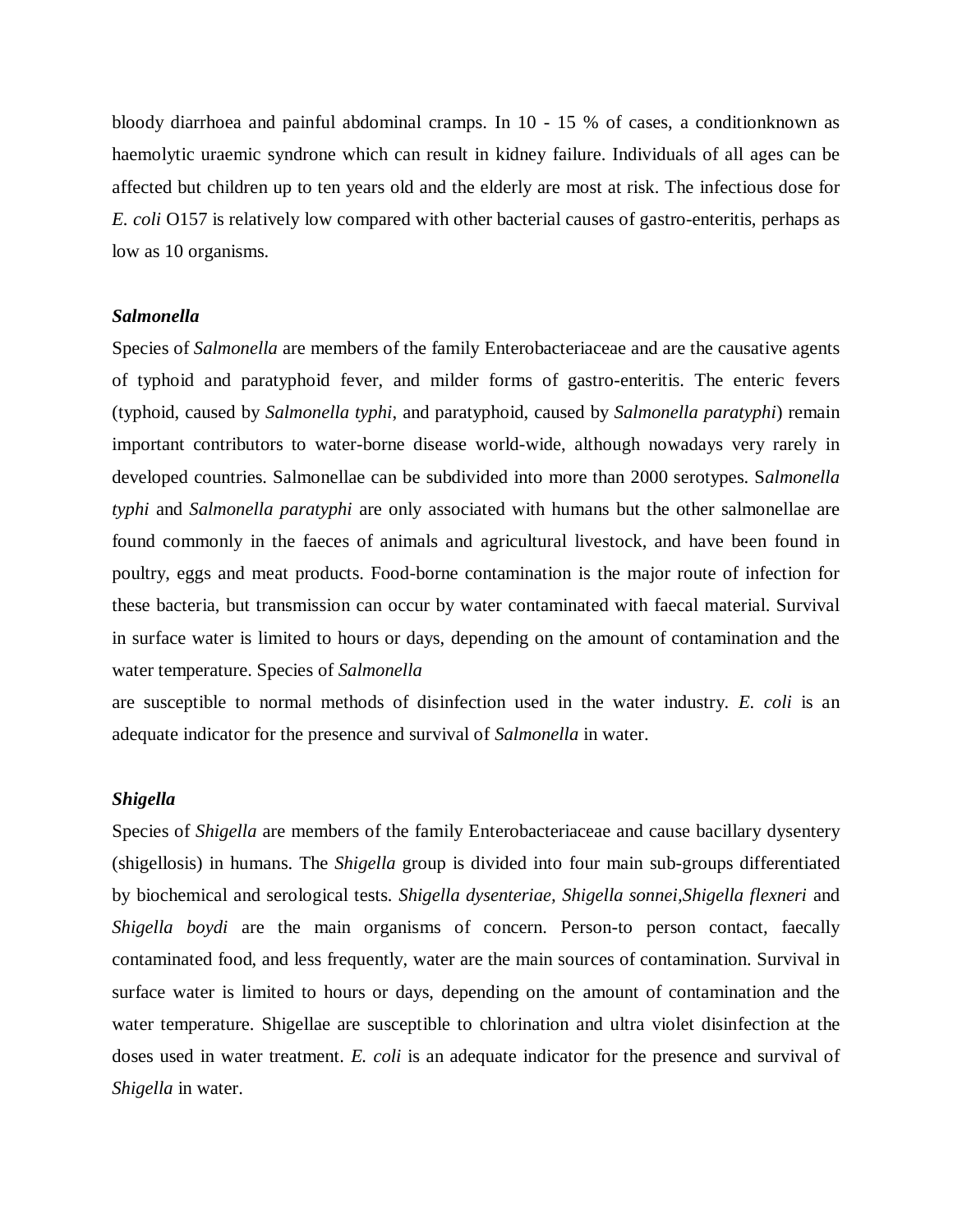bloody diarrhoea and painful abdominal cramps. In 10 - 15 % of cases, a conditionknown as haemolytic uraemic syndrone which can result in kidney failure. Individuals of all ages can be affected but children up to ten years old and the elderly are most at risk. The infectious dose for *E. coli* O157 is relatively low compared with other bacterial causes of gastro-enteritis, perhaps as low as 10 organisms.

***Salmonella***

Species of *Salmonella* are members of the family Enterobacteriaceae and are the causative agents of typhoid and paratyphoid fever, and milder forms of gastro-enteritis. The enteric fevers (typhoid, caused by *Salmonella typhi*, and paratyphoid, caused by *Salmonella paratyphi*) remain important contributors to water-borne disease world-wide, although nowadays very rarely in developed countries. Salmonellae can be subdivided into more than 2000 serotypes. S*almonella typhi* and *Salmonella paratyphi* are only associated with humans but the other salmonellae are found commonly in the faeces of animals and agricultural livestock, and have been found in poultry, eggs and meat products. Food-borne contamination is the major route of infection for these bacteria, but transmission can occur by water contaminated with faecal material. Survival in surface water is limited to hours or days, depending on the amount of contamination and the water temperature. Species of *Salmonella*
are susceptible to normal methods of disinfection used in the water industry. *E. coli* is an adequate indicator for the presence and survival of *Salmonella* in water.

***Shigella***

Species of *Shigella* are members of the family Enterobacteriaceae and cause bacillary dysentery (shigellosis) in humans. The *Shigella* group is divided into four main sub-groups differentiated by biochemical and serological tests. *Shigella dysenteriae, Shigella sonnei,Shigella flexneri* and *Shigella boydi* are the main organisms of concern. Person-to person contact, faecally contaminated food, and less frequently, water are the main sources of contamination. Survival in surface water is limited to hours or days, depending on the amount of contamination and the water temperature. Shigellae are susceptible to chlorination and ultra violet disinfection at the doses used in water treatment. *E. coli* is an adequate indicator for the presence and survival of *Shigella* in water.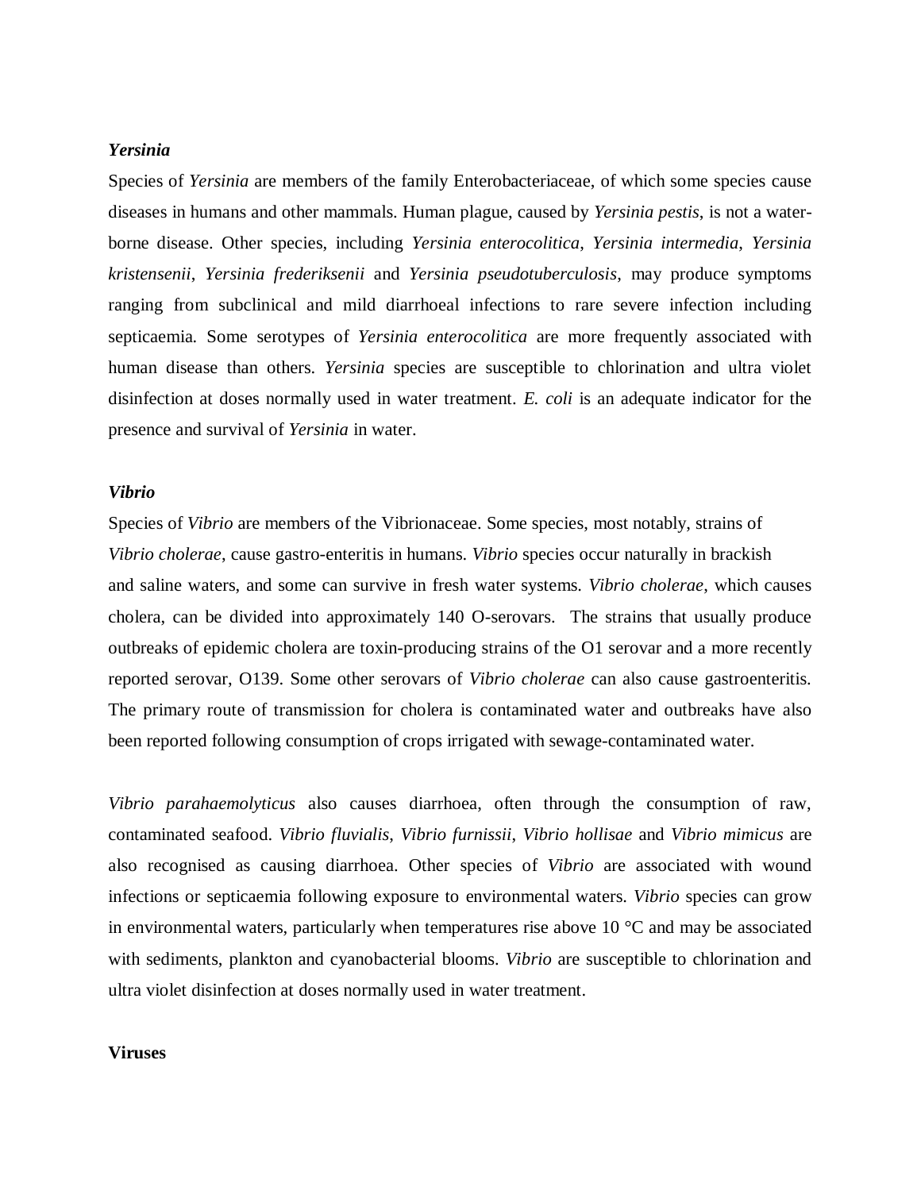### *Yersinia*

Species of *Yersinia* are members of the family Enterobacteriaceae, of which some species cause diseases in humans and other mammals. Human plague, caused by *Yersinia pestis*, is not a water-borne disease. Other species, including *Yersinia enterocolitica*, *Yersinia intermedia*, *Yersinia kristensenii*, *Yersinia frederiksenii* and *Yersinia pseudotuberculosis*, may produce symptoms ranging from subclinical and mild diarrhoeal infections to rare severe infection including septicaemia. Some serotypes of *Yersinia enterocolitica* are more frequently associated with human disease than others. *Yersinia* species are susceptible to chlorination and ultra violet disinfection at doses normally used in water treatment. *E. coli* is an adequate indicator for the presence and survival of *Yersinia* in water.

### *Vibrio*

Species of *Vibrio* are members of the Vibrionaceae. Some species, most notably, strains of *Vibrio cholerae*, cause gastro-enteritis in humans. *Vibrio* species occur naturally in brackish and saline waters, and some can survive in fresh water systems. *Vibrio cholerae*, which causes cholera, can be divided into approximately 140 O-serovars. The strains that usually produce outbreaks of epidemic cholera are toxin-producing strains of the O1 serovar and a more recently reported serovar, O139. Some other serovars of *Vibrio cholerae* can also cause gastroenteritis. The primary route of transmission for cholera is contaminated water and outbreaks have also been reported following consumption of crops irrigated with sewage-contaminated water.

*Vibrio parahaemolyticus* also causes diarrhoea, often through the consumption of raw, contaminated seafood. *Vibrio fluvialis*, *Vibrio furnissii*, *Vibrio hollisae* and *Vibrio mimicus* are also recognised as causing diarrhoea. Other species of *Vibrio* are associated with wound infections or septicaemia following exposure to environmental waters. *Vibrio* species can grow in environmental waters, particularly when temperatures rise above 10 °C and may be associated with sediments, plankton and cyanobacterial blooms. *Vibrio* are susceptible to chlorination and ultra violet disinfection at doses normally used in water treatment.

## Viruses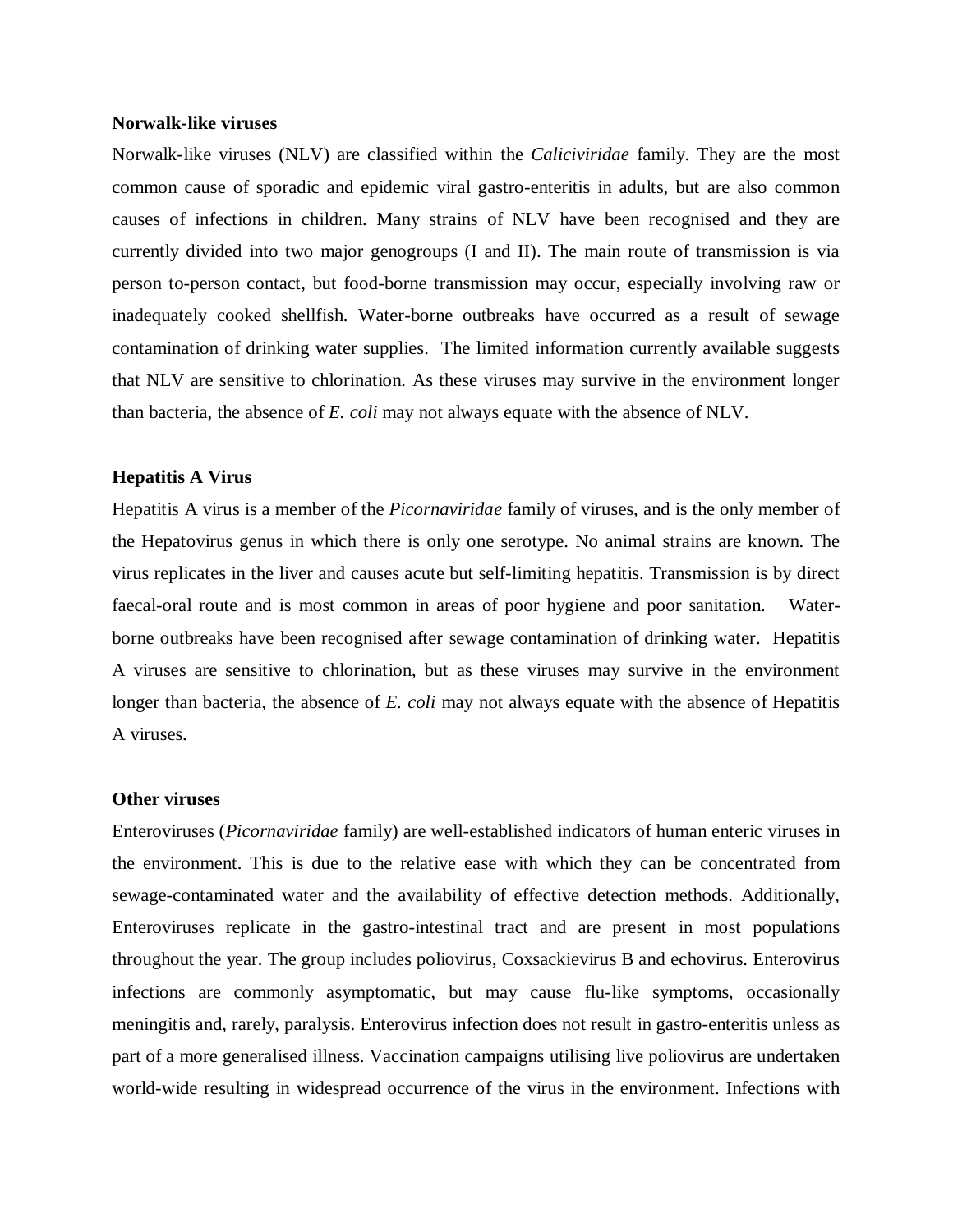**Norwalk-like viruses**

Norwalk-like viruses (NLV) are classified within the *Caliciviridae* family. They are the most common cause of sporadic and epidemic viral gastro-enteritis in adults, but are also common causes of infections in children. Many strains of NLV have been recognised and they are currently divided into two major genogroups (I and II). The main route of transmission is via person to-person contact, but food-borne transmission may occur, especially involving raw or inadequately cooked shellfish. Water-borne outbreaks have occurred as a result of sewage contamination of drinking water supplies. The limited information currently available suggests that NLV are sensitive to chlorination. As these viruses may survive in the environment longer than bacteria, the absence of *E. coli* may not always equate with the absence of NLV.

**Hepatitis A Virus**

Hepatitis A virus is a member of the *Picornaviridae* family of viruses, and is the only member of the Hepatovirus genus in which there is only one serotype. No animal strains are known. The virus replicates in the liver and causes acute but self-limiting hepatitis. Transmission is by direct faecal-oral route and is most common in areas of poor hygiene and poor sanitation. Water-borne outbreaks have been recognised after sewage contamination of drinking water. Hepatitis A viruses are sensitive to chlorination, but as these viruses may survive in the environment longer than bacteria, the absence of *E. coli* may not always equate with the absence of Hepatitis A viruses.

**Other viruses**

Enteroviruses (*Picornaviridae* family) are well-established indicators of human enteric viruses in the environment. This is due to the relative ease with which they can be concentrated from sewage-contaminated water and the availability of effective detection methods. Additionally, Enteroviruses replicate in the gastro-intestinal tract and are present in most populations throughout the year. The group includes poliovirus, Coxsackievirus B and echovirus. Enterovirus infections are commonly asymptomatic, but may cause flu-like symptoms, occasionally meningitis and, rarely, paralysis. Enterovirus infection does not result in gastro-enteritis unless as part of a more generalised illness. Vaccination campaigns utilising live poliovirus are undertaken world-wide resulting in widespread occurrence of the virus in the environment. Infections with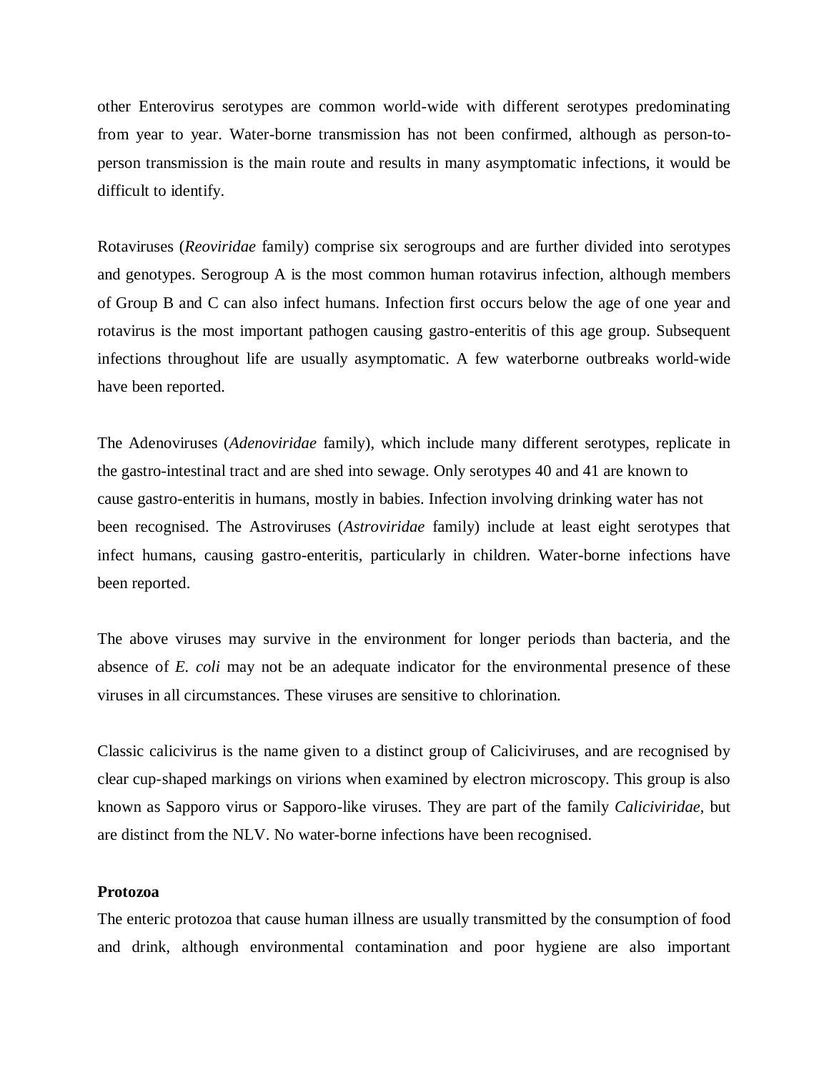other Enterovirus serotypes are common world-wide with different serotypes predominating from year to year. Water-borne transmission has not been confirmed, although as person-to-person transmission is the main route and results in many asymptomatic infections, it would be difficult to identify.

Rotaviruses (*Reoviridae* family) comprise six serogroups and are further divided into serotypes and genotypes. Serogroup A is the most common human rotavirus infection, although members of Group B and C can also infect humans. Infection first occurs below the age of one year and rotavirus is the most important pathogen causing gastro-enteritis of this age group. Subsequent infections throughout life are usually asymptomatic. A few waterborne outbreaks world-wide have been reported.

The Adenoviruses (*Adenoviridae* family), which include many different serotypes, replicate in the gastro-intestinal tract and are shed into sewage. Only serotypes 40 and 41 are known to cause gastro-enteritis in humans, mostly in babies. Infection involving drinking water has not been recognised. The Astroviruses (*Astroviridae* family) include at least eight serotypes that infect humans, causing gastro-enteritis, particularly in children. Water-borne infections have been reported.

The above viruses may survive in the environment for longer periods than bacteria, and the absence of *E. coli* may not be an adequate indicator for the environmental presence of these viruses in all circumstances. These viruses are sensitive to chlorination.

Classic calicivirus is the name given to a distinct group of Caliciviruses, and are recognised by clear cup-shaped markings on virions when examined by electron microscopy. This group is also known as Sapporo virus or Sapporo-like viruses. They are part of the family *Caliciviridae*, but are distinct from the NLV. No water-borne infections have been recognised.

**Protozoa**

The enteric protozoa that cause human illness are usually transmitted by the consumption of food and drink, although environmental contamination and poor hygiene are also important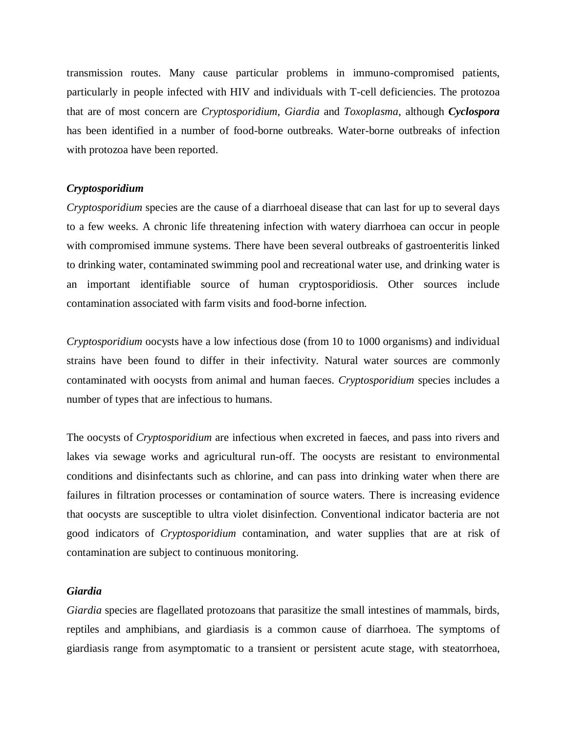transmission routes. Many cause particular problems in immuno-compromised patients, particularly in people infected with HIV and individuals with T-cell deficiencies. The protozoa that are of most concern are *Cryptosporidium*, *Giardia* and *Toxoplasma*, although ***Cyclospora*** has been identified in a number of food-borne outbreaks. Water-borne outbreaks of infection with protozoa have been reported.

***Cryptosporidium***

*Cryptosporidium* species are the cause of a diarrhoeal disease that can last for up to several days to a few weeks. A chronic life threatening infection with watery diarrhoea can occur in people with compromised immune systems. There have been several outbreaks of gastroenteritis linked to drinking water, contaminated swimming pool and recreational water use, and drinking water is an important identifiable source of human cryptosporidiosis. Other sources include contamination associated with farm visits and food-borne infection.

*Cryptosporidium* oocysts have a low infectious dose (from 10 to 1000 organisms) and individual strains have been found to differ in their infectivity. Natural water sources are commonly contaminated with oocysts from animal and human faeces. *Cryptosporidium* species includes a number of types that are infectious to humans.

The oocysts of *Cryptosporidium* are infectious when excreted in faeces, and pass into rivers and lakes via sewage works and agricultural run-off. The oocysts are resistant to environmental conditions and disinfectants such as chlorine, and can pass into drinking water when there are failures in filtration processes or contamination of source waters. There is increasing evidence that oocysts are susceptible to ultra violet disinfection. Conventional indicator bacteria are not good indicators of *Cryptosporidium* contamination, and water supplies that are at risk of contamination are subject to continuous monitoring.

***Giardia***

*Giardia* species are flagellated protozoans that parasitize the small intestines of mammals, birds, reptiles and amphibians, and giardiasis is a common cause of diarrhoea. The symptoms of giardiasis range from asymptomatic to a transient or persistent acute stage, with steatorrhoea,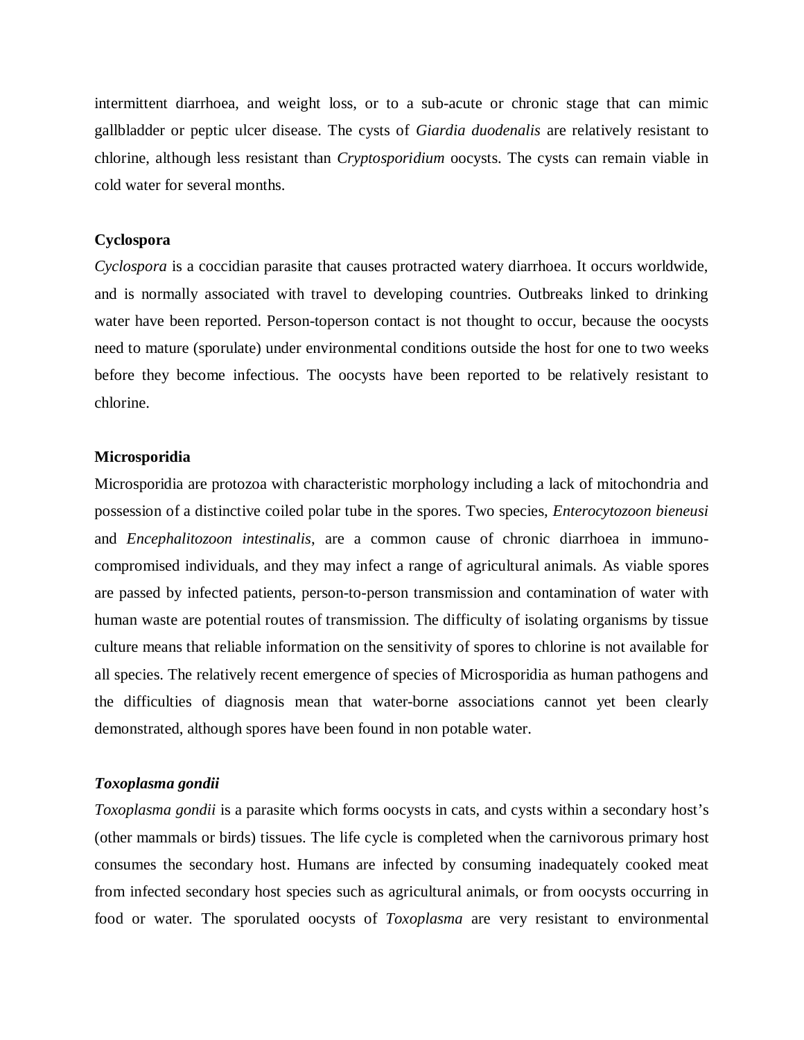intermittent diarrhoea, and weight loss, or to a sub-acute or chronic stage that can mimic gallbladder or peptic ulcer disease. The cysts of *Giardia duodenalis* are relatively resistant to chlorine, although less resistant than *Cryptosporidium* oocysts. The cysts can remain viable in cold water for several months.

**Cyclospora**

*Cyclospora* is a coccidian parasite that causes protracted watery diarrhoea. It occurs worldwide, and is normally associated with travel to developing countries. Outbreaks linked to drinking water have been reported. Person-toperson contact is not thought to occur, because the oocysts need to mature (sporulate) under environmental conditions outside the host for one to two weeks before they become infectious. The oocysts have been reported to be relatively resistant to chlorine.

**Microsporidia**

Microsporidia are protozoa with characteristic morphology including a lack of mitochondria and possession of a distinctive coiled polar tube in the spores. Two species, *Enterocytozoon bieneusi* and *Encephalitozoon intestinalis*, are a common cause of chronic diarrhoea in immuno-compromised individuals, and they may infect a range of agricultural animals. As viable spores are passed by infected patients, person-to-person transmission and contamination of water with human waste are potential routes of transmission. The difficulty of isolating organisms by tissue culture means that reliable information on the sensitivity of spores to chlorine is not available for all species. The relatively recent emergence of species of Microsporidia as human pathogens and the difficulties of diagnosis mean that water-borne associations cannot yet been clearly demonstrated, although spores have been found in non potable water.

***Toxoplasma gondii***

*Toxoplasma gondii* is a parasite which forms oocysts in cats, and cysts within a secondary host's (other mammals or birds) tissues. The life cycle is completed when the carnivorous primary host consumes the secondary host. Humans are infected by consuming inadequately cooked meat from infected secondary host species such as agricultural animals, or from oocysts occurring in food or water. The sporulated oocysts of *Toxoplasma* are very resistant to environmental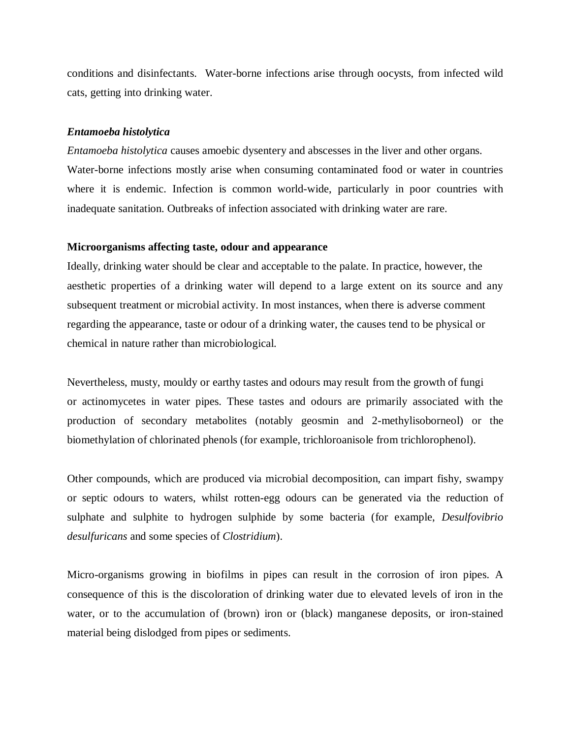conditions and disinfectants. Water-borne infections arise through oocysts, from infected wild cats, getting into drinking water.

***Entamoeba histolytica***

*Entamoeba histolytica* causes amoebic dysentery and abscesses in the liver and other organs. Water-borne infections mostly arise when consuming contaminated food or water in countries where it is endemic. Infection is common world-wide, particularly in poor countries with inadequate sanitation. Outbreaks of infection associated with drinking water are rare.

**Microorganisms affecting taste, odour and appearance**

Ideally, drinking water should be clear and acceptable to the palate. In practice, however, the aesthetic properties of a drinking water will depend to a large extent on its source and any subsequent treatment or microbial activity. In most instances, when there is adverse comment regarding the appearance, taste or odour of a drinking water, the causes tend to be physical or chemical in nature rather than microbiological.

Nevertheless, musty, mouldy or earthy tastes and odours may result from the growth of fungi or actinomycetes in water pipes. These tastes and odours are primarily associated with the production of secondary metabolites (notably geosmin and 2-methylisoborneol) or the biomethylation of chlorinated phenols (for example, trichloroanisole from trichlorophenol).

Other compounds, which are produced via microbial decomposition, can impart fishy, swampy or septic odours to waters, whilst rotten-egg odours can be generated via the reduction of sulphate and sulphite to hydrogen sulphide by some bacteria (for example, *Desulfovibrio desulfuricans* and some species of *Clostridium*).

Micro-organisms growing in biofilms in pipes can result in the corrosion of iron pipes. A consequence of this is the discoloration of drinking water due to elevated levels of iron in the water, or to the accumulation of (brown) iron or (black) manganese deposits, or iron-stained material being dislodged from pipes or sediments.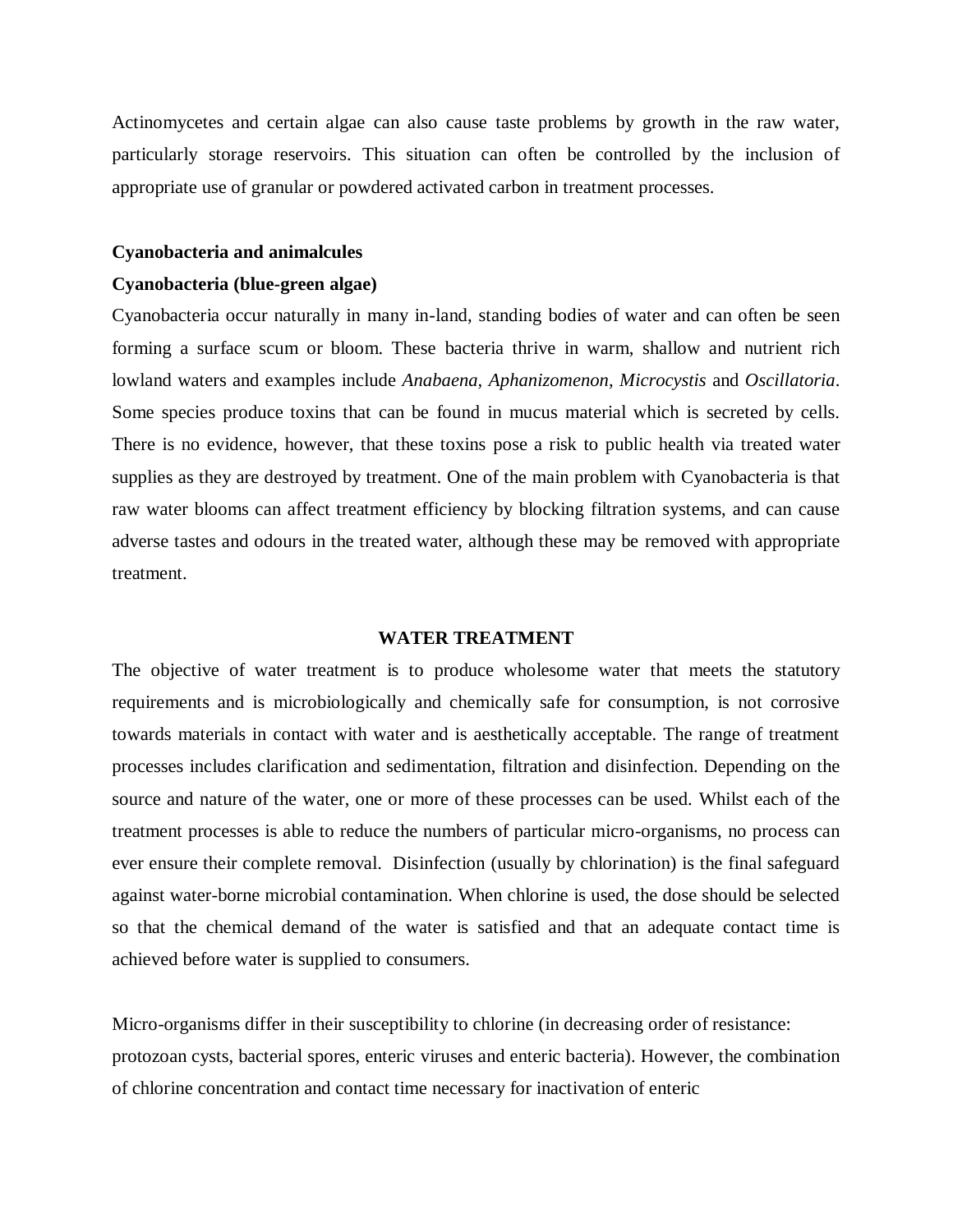Actinomycetes and certain algae can also cause taste problems by growth in the raw water, particularly storage reservoirs. This situation can often be controlled by the inclusion of appropriate use of granular or powdered activated carbon in treatment processes.

**Cyanobacteria and animalcules**

**Cyanobacteria (blue-green algae)**

Cyanobacteria occur naturally in many in-land, standing bodies of water and can often be seen forming a surface scum or bloom. These bacteria thrive in warm, shallow and nutrient rich lowland waters and examples include *Anabaena, Aphanizomenon, Microcystis* and *Oscillatoria*. Some species produce toxins that can be found in mucus material which is secreted by cells. There is no evidence, however, that these toxins pose a risk to public health via treated water supplies as they are destroyed by treatment. One of the main problem with Cyanobacteria is that raw water blooms can affect treatment efficiency by blocking filtration systems, and can cause adverse tastes and odours in the treated water, although these may be removed with appropriate treatment.

## WATER TREATMENT

The objective of water treatment is to produce wholesome water that meets the statutory requirements and is microbiologically and chemically safe for consumption, is not corrosive towards materials in contact with water and is aesthetically acceptable. The range of treatment processes includes clarification and sedimentation, filtration and disinfection. Depending on the source and nature of the water, one or more of these processes can be used. Whilst each of the treatment processes is able to reduce the numbers of particular micro-organisms, no process can ever ensure their complete removal. Disinfection (usually by chlorination) is the final safeguard against water-borne microbial contamination. When chlorine is used, the dose should be selected so that the chemical demand of the water is satisfied and that an adequate contact time is achieved before water is supplied to consumers.

Micro-organisms differ in their susceptibility to chlorine (in decreasing order of resistance: protozoan cysts, bacterial spores, enteric viruses and enteric bacteria). However, the combination of chlorine concentration and contact time necessary for inactivation of enteric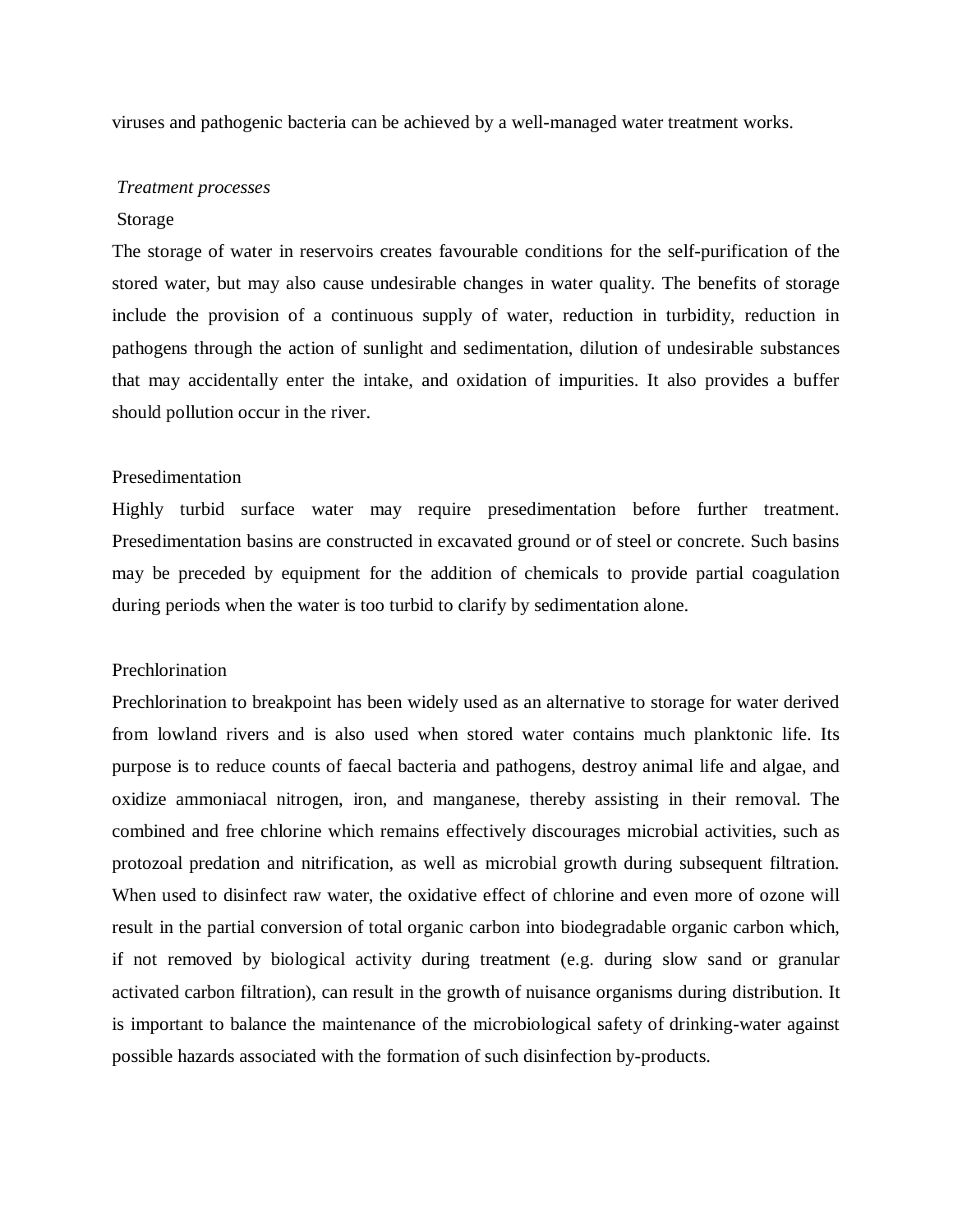viruses and pathogenic bacteria can be achieved by a well-managed water treatment works.

*Treatment processes*

Storage

The storage of water in reservoirs creates favourable conditions for the self-purification of the stored water, but may also cause undesirable changes in water quality. The benefits of storage include the provision of a continuous supply of water, reduction in turbidity, reduction in pathogens through the action of sunlight and sedimentation, dilution of undesirable substances that may accidentally enter the intake, and oxidation of impurities. It also provides a buffer should pollution occur in the river.

Presedimentation

Highly turbid surface water may require presedimentation before further treatment. Presedimentation basins are constructed in excavated ground or of steel or concrete. Such basins may be preceded by equipment for the addition of chemicals to provide partial coagulation during periods when the water is too turbid to clarify by sedimentation alone.

Prechlorination

Prechlorination to breakpoint has been widely used as an alternative to storage for water derived from lowland rivers and is also used when stored water contains much planktonic life. Its purpose is to reduce counts of faecal bacteria and pathogens, destroy animal life and algae, and oxidize ammoniacal nitrogen, iron, and manganese, thereby assisting in their removal. The combined and free chlorine which remains effectively discourages microbial activities, such as protozoal predation and nitrification, as well as microbial growth during subsequent filtration. When used to disinfect raw water, the oxidative effect of chlorine and even more of ozone will result in the partial conversion of total organic carbon into biodegradable organic carbon which, if not removed by biological activity during treatment (e.g. during slow sand or granular activated carbon filtration), can result in the growth of nuisance organisms during distribution. It is important to balance the maintenance of the microbiological safety of drinking-water against possible hazards associated with the formation of such disinfection by-products.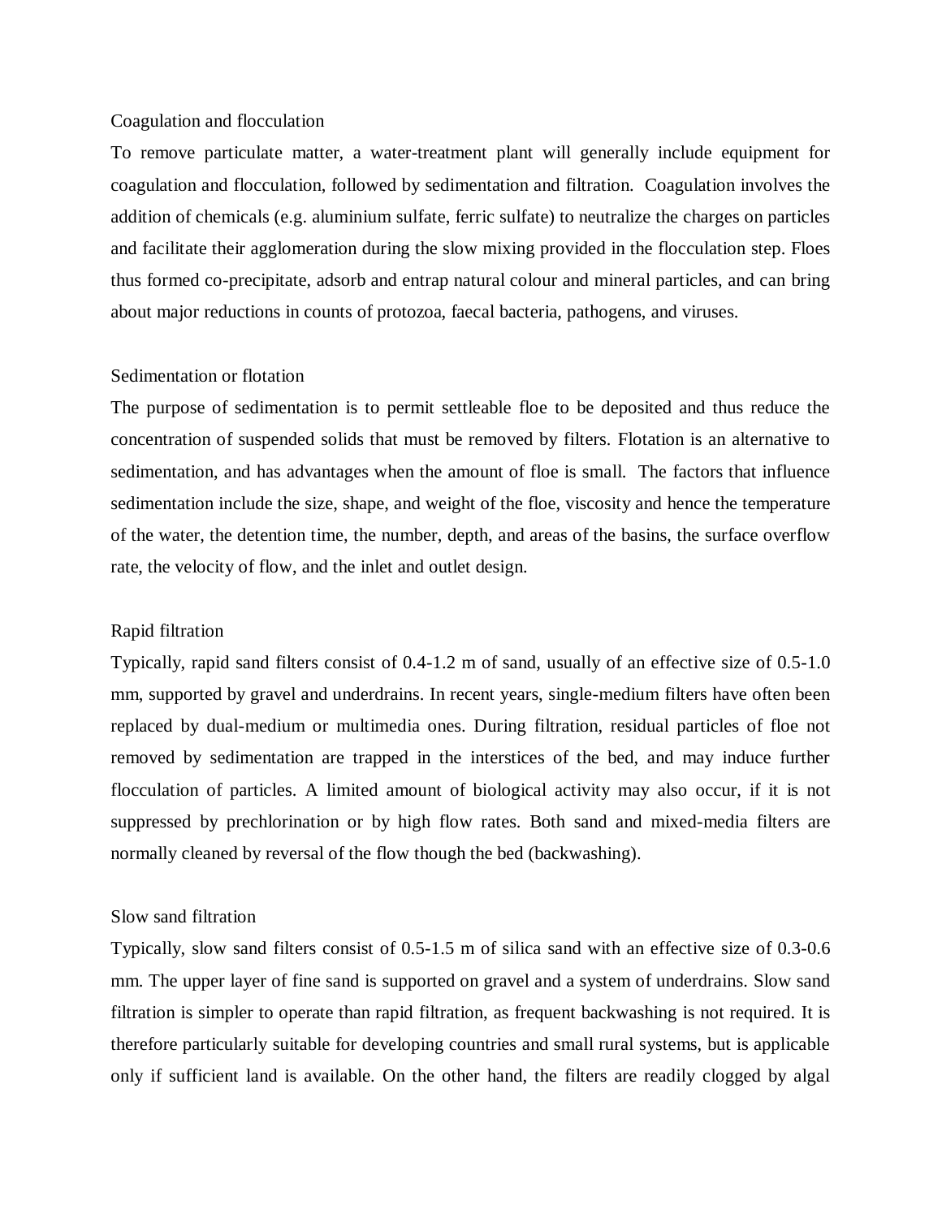## Coagulation and flocculation

To remove particulate matter, a water-treatment plant will generally include equipment for coagulation and flocculation, followed by sedimentation and filtration. Coagulation involves the addition of chemicals (e.g. aluminium sulfate, ferric sulfate) to neutralize the charges on particles and facilitate their agglomeration during the slow mixing provided in the flocculation step. Floes thus formed co-precipitate, adsorb and entrap natural colour and mineral particles, and can bring about major reductions in counts of protozoa, faecal bacteria, pathogens, and viruses.

## Sedimentation or flotation

The purpose of sedimentation is to permit settleable floe to be deposited and thus reduce the concentration of suspended solids that must be removed by filters. Flotation is an alternative to sedimentation, and has advantages when the amount of floe is small. The factors that influence sedimentation include the size, shape, and weight of the floe, viscosity and hence the temperature of the water, the detention time, the number, depth, and areas of the basins, the surface overflow rate, the velocity of flow, and the inlet and outlet design.

## Rapid filtration

Typically, rapid sand filters consist of 0.4-1.2 m of sand, usually of an effective size of 0.5-1.0 mm, supported by gravel and underdrains. In recent years, single-medium filters have often been replaced by dual-medium or multimedia ones. During filtration, residual particles of floe not removed by sedimentation are trapped in the interstices of the bed, and may induce further flocculation of particles. A limited amount of biological activity may also occur, if it is not suppressed by prechlorination or by high flow rates. Both sand and mixed-media filters are normally cleaned by reversal of the flow though the bed (backwashing).

## Slow sand filtration

Typically, slow sand filters consist of 0.5-1.5 m of silica sand with an effective size of 0.3-0.6 mm. The upper layer of fine sand is supported on gravel and a system of underdrains. Slow sand filtration is simpler to operate than rapid filtration, as frequent backwashing is not required. It is therefore particularly suitable for developing countries and small rural systems, but is applicable only if sufficient land is available. On the other hand, the filters are readily clogged by algal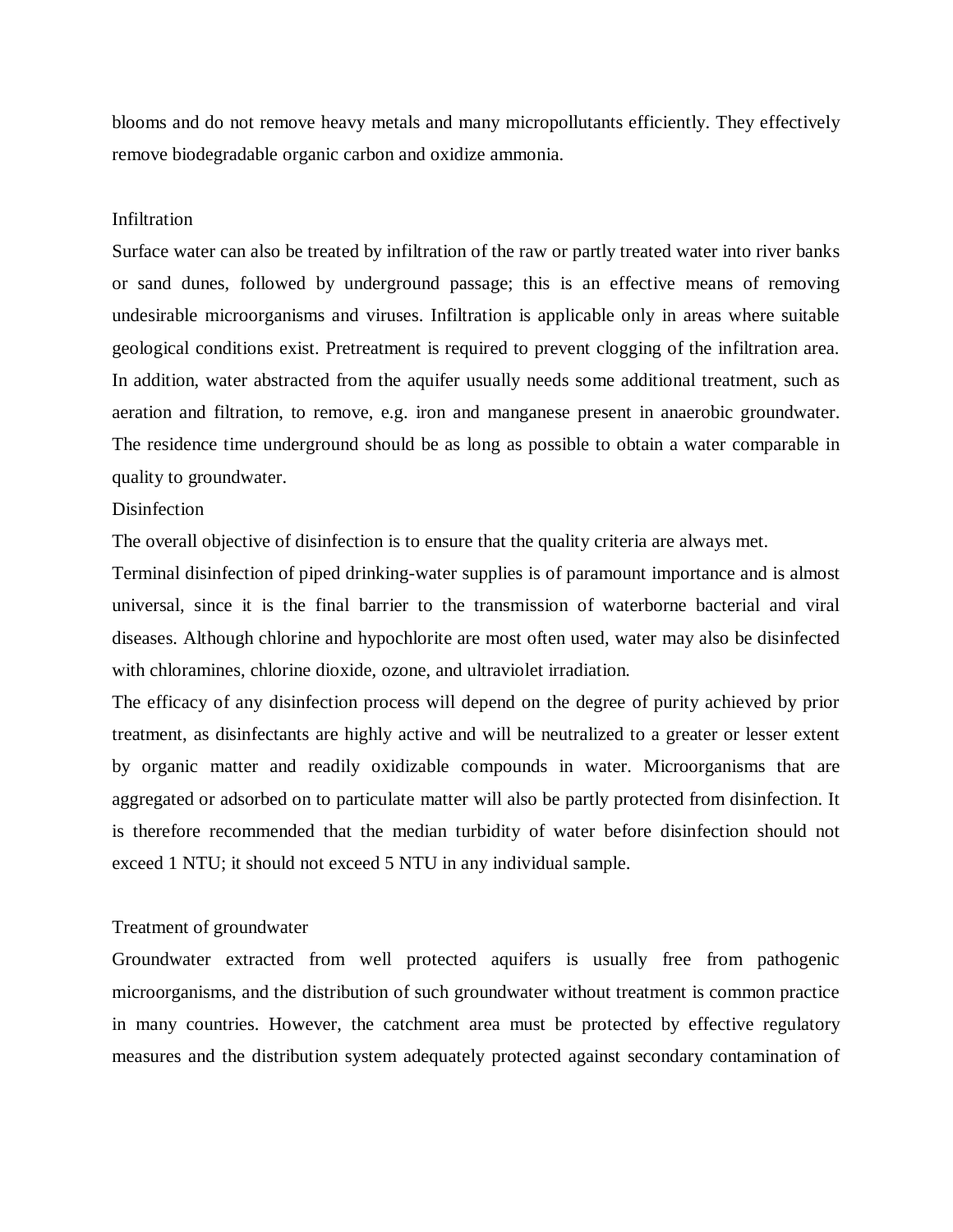blooms and do not remove heavy metals and many micropollutants efficiently. They effectively remove biodegradable organic carbon and oxidize ammonia.

### Infiltration

Surface water can also be treated by infiltration of the raw or partly treated water into river banks or sand dunes, followed by underground passage; this is an effective means of removing undesirable microorganisms and viruses. Infiltration is applicable only in areas where suitable geological conditions exist. Pretreatment is required to prevent clogging of the infiltration area. In addition, water abstracted from the aquifer usually needs some additional treatment, such as aeration and filtration, to remove, e.g. iron and manganese present in anaerobic groundwater. The residence time underground should be as long as possible to obtain a water comparable in quality to groundwater.

### Disinfection

The overall objective of disinfection is to ensure that the quality criteria are always met.

Terminal disinfection of piped drinking-water supplies is of paramount importance and is almost universal, since it is the final barrier to the transmission of waterborne bacterial and viral diseases. Although chlorine and hypochlorite are most often used, water may also be disinfected with chloramines, chlorine dioxide, ozone, and ultraviolet irradiation.

The efficacy of any disinfection process will depend on the degree of purity achieved by prior treatment, as disinfectants are highly active and will be neutralized to a greater or lesser extent by organic matter and readily oxidizable compounds in water. Microorganisms that are aggregated or adsorbed on to particulate matter will also be partly protected from disinfection. It is therefore recommended that the median turbidity of water before disinfection should not exceed 1 NTU; it should not exceed 5 NTU in any individual sample.

### Treatment of groundwater

Groundwater extracted from well protected aquifers is usually free from pathogenic microorganisms, and the distribution of such groundwater without treatment is common practice in many countries. However, the catchment area must be protected by effective regulatory measures and the distribution system adequately protected against secondary contamination of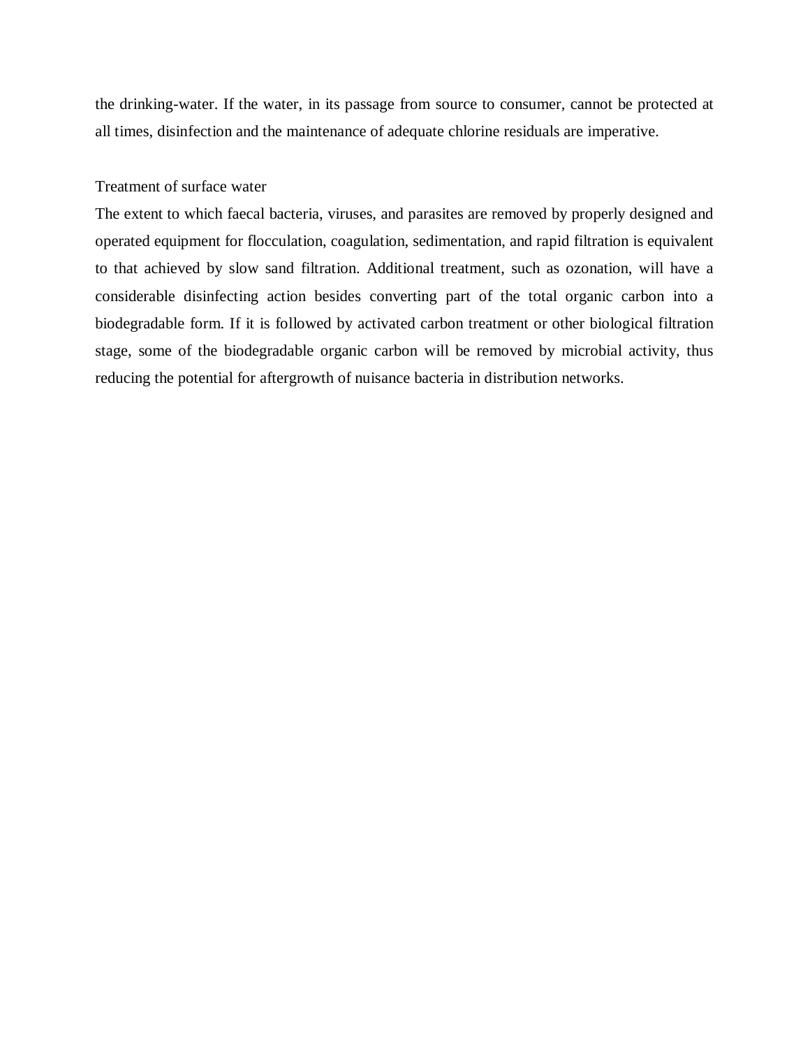the drinking-water. If the water, in its passage from source to consumer, cannot be protected at all times, disinfection and the maintenance of adequate chlorine residuals are imperative.

## Treatment of surface water

The extent to which faecal bacteria, viruses, and parasites are removed by properly designed and operated equipment for flocculation, coagulation, sedimentation, and rapid filtration is equivalent to that achieved by slow sand filtration. Additional treatment, such as ozonation, will have a considerable disinfecting action besides converting part of the total organic carbon into a biodegradable form. If it is followed by activated carbon treatment or other biological filtration stage, some of the biodegradable organic carbon will be removed by microbial activity, thus reducing the potential for aftergrowth of nuisance bacteria in distribution networks.